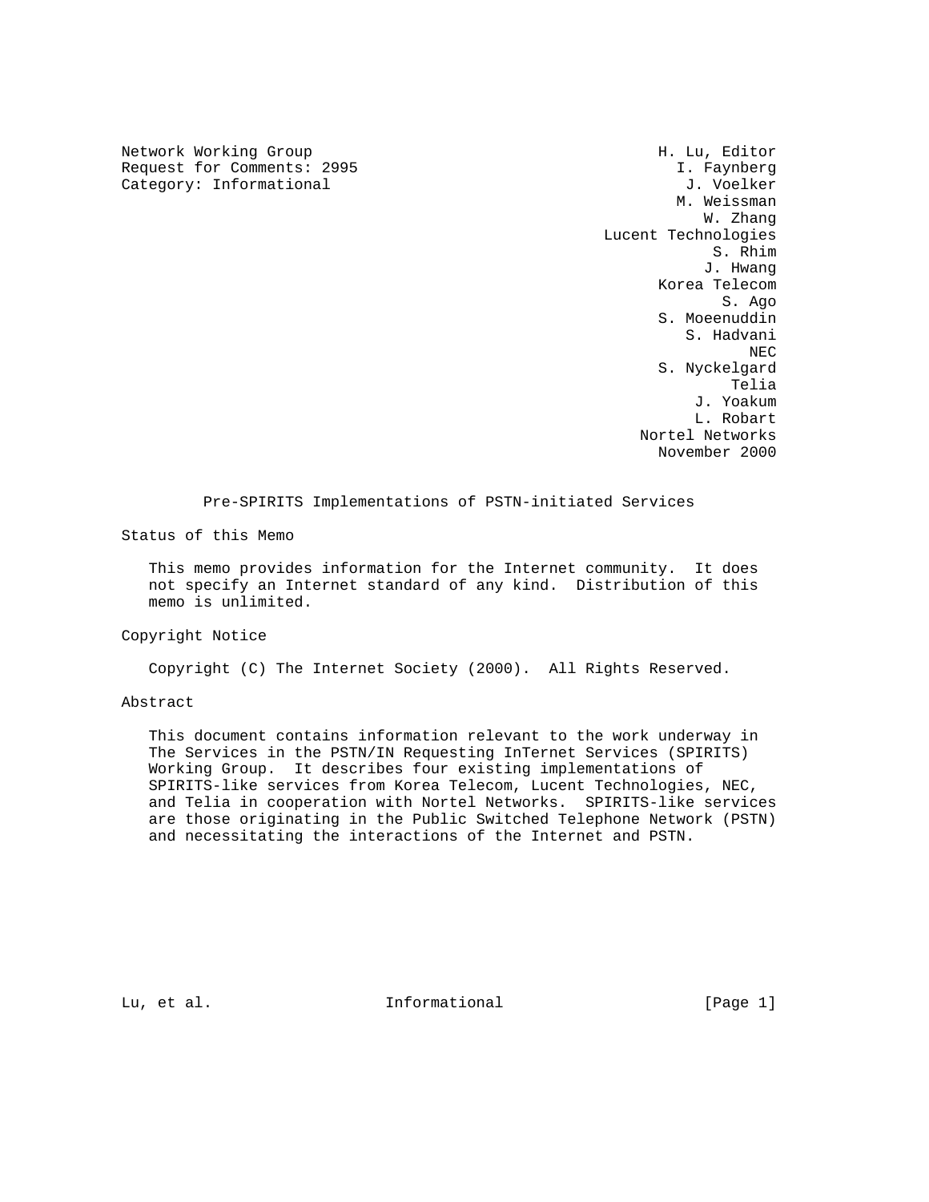Network Working Group H. Lu, Editor
Request for Comments: 2995 I. Faynberg
Category: Informational J. Voelker
M. Weissman
W. Zhang
Lucent Technologies
S. Rhim
J. Hwang
Korea Telecom
S. Ago
S. Moeenuddin
S. Hadvani
NEC
S. Nyckelgard
Telia
J. Yoakum
L. Robart
Nortel Networks
November 2000

# Pre-SPIRITS Implementations of PSTN-initiated Services

## Status of this Memo

This memo provides information for the Internet community. It does not specify an Internet standard of any kind. Distribution of this memo is unlimited.

## Copyright Notice

Copyright (C) The Internet Society (2000). All Rights Reserved.

## Abstract

This document contains information relevant to the work underway in The Services in the PSTN/IN Requesting InTernet Services (SPIRITS) Working Group. It describes four existing implementations of SPIRITS-like services from Korea Telecom, Lucent Technologies, NEC, and Telia in cooperation with Nortel Networks. SPIRITS-like services are those originating in the Public Switched Telephone Network (PSTN) and necessitating the interactions of the Internet and PSTN.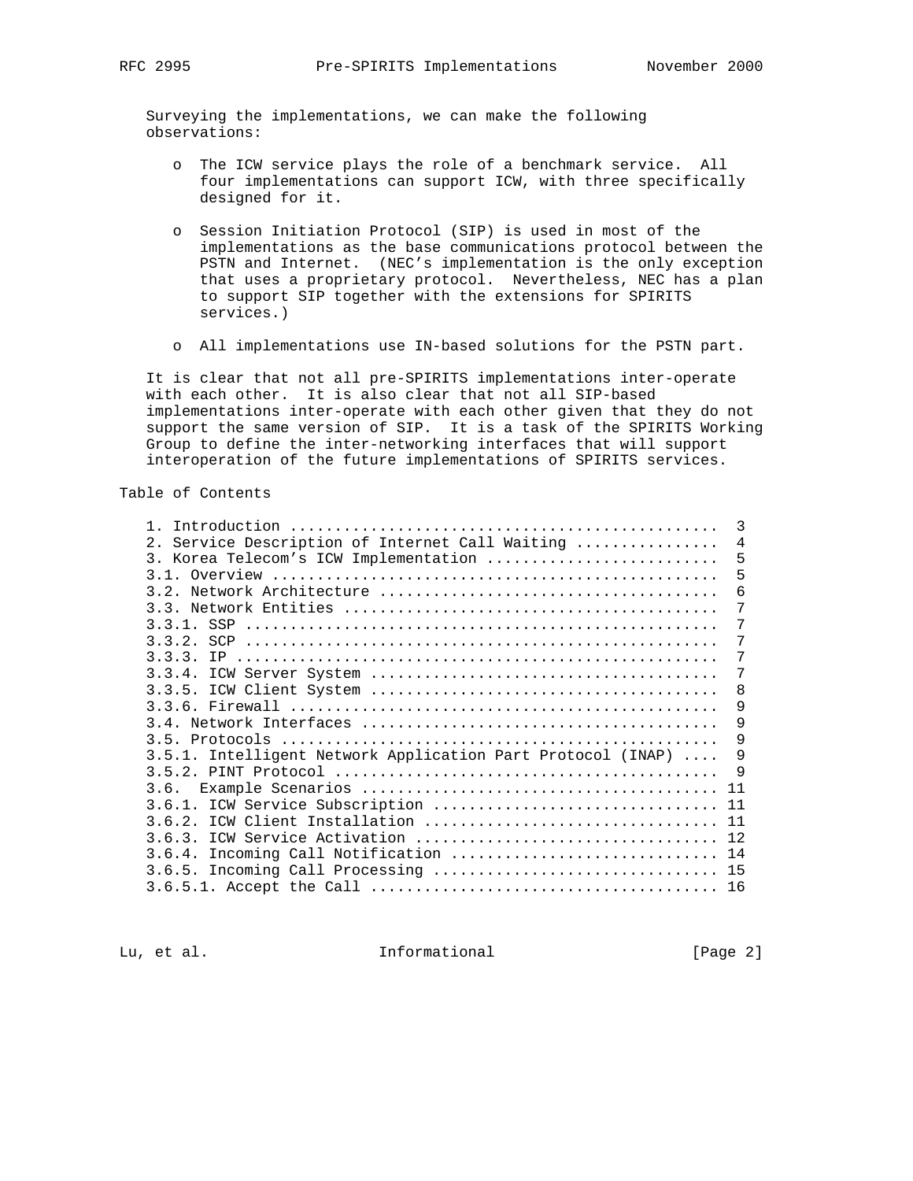Surveying the implementations, we can make the following observations:

- The ICW service plays the role of a benchmark service. All four implementations can support ICW, with three specifically designed for it.

- Session Initiation Protocol (SIP) is used in most of the implementations as the base communications protocol between the PSTN and Internet. (NEC's implementation is the only exception that uses a proprietary protocol. Nevertheless, NEC has a plan to support SIP together with the extensions for SPIRITS services.)

- All implementations use IN-based solutions for the PSTN part.

It is clear that not all pre-SPIRITS implementations inter-operate with each other. It is also clear that not all SIP-based implementations inter-operate with each other given that they do not support the same version of SIP. It is a task of the SPIRITS Working Group to define the inter-networking interfaces that will support interoperation of the future implementations of SPIRITS services.

## Table of Contents

```
   1. Introduction ................................................  3
   2. Service Description of Internet Call Waiting ................  4
   3. Korea Telecom's ICW Implementation ..........................  5
   3.1. Overview ..................................................  5
   3.2. Network Architecture ......................................  6
   3.3. Network Entities ..........................................  7
   3.3.1. SSP .....................................................  7
   3.3.2. SCP .....................................................  7
   3.3.3. IP ......................................................  7
   3.3.4. ICW Server System .......................................  7
   3.3.5. ICW Client System .......................................  8
   3.3.6. Firewall ................................................  9
   3.4. Network Interfaces ........................................  9
   3.5. Protocols .................................................  9
   3.5.1. Intelligent Network Application Part Protocol (INAP) ....  9
   3.5.2. PINT Protocol ...........................................  9
   3.6.  Example Scenarios ........................................ 11
   3.6.1. ICW Service Subscription ................................ 11
   3.6.2. ICW Client Installation ................................. 11
   3.6.3. ICW Service Activation .................................. 12
   3.6.4. Incoming Call Notification .............................. 14
   3.6.5. Incoming Call Processing ................................ 15
   3.6.5.1. Accept the Call ....................................... 16
```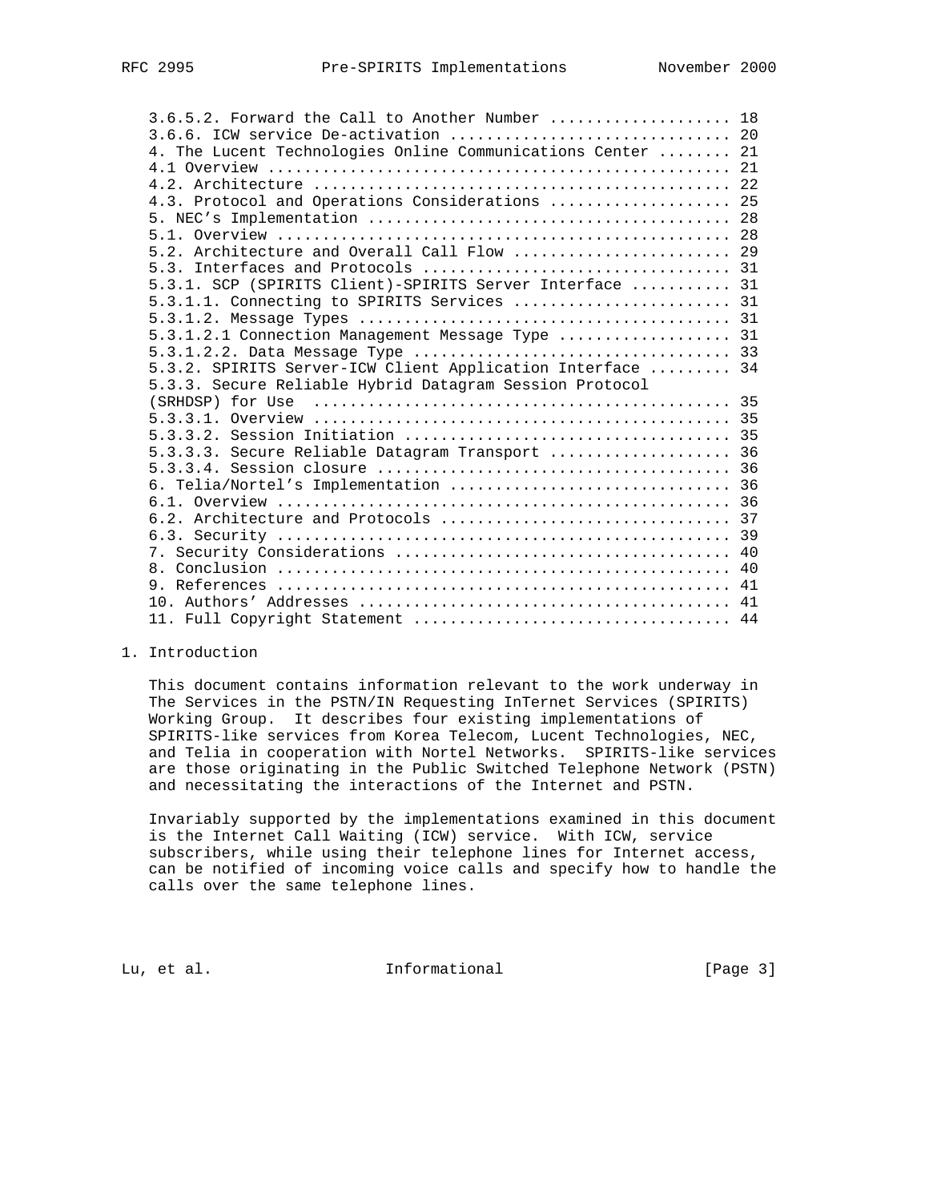3.6.5.2. Forward the Call to Another Number .................... 18
3.6.6. ICW service De-activation .............................. 20
4. The Lucent Technologies Online Communications Center ........ 21
4.1 Overview .................................................. 21
4.2. Architecture ............................................. 22
4.3. Protocol and Operations Considerations .................... 25
5. NEC's Implementation ....................................... 28
5.1. Overview ................................................. 28
5.2. Architecture and Overall Call Flow ........................ 29
5.3. Interfaces and Protocols ................................. 31
5.3.1. SCP (SPIRITS Client)-SPIRITS Server Interface ........... 31
5.3.1.1. Connecting to SPIRITS Services ........................ 31
5.3.1.2. Message Types ........................................ 31
5.3.1.2.1 Connection Management Message Type ................... 31
5.3.1.2.2. Data Message Type .................................. 33
5.3.2. SPIRITS Server-ICW Client Application Interface ......... 34
5.3.3. Secure Reliable Hybrid Datagram Session Protocol
(SRHDSP) for Use ............................................. 35
5.3.3.1. Overview ............................................. 35
5.3.3.2. Session Initiation ................................... 35
5.3.3.3. Secure Reliable Datagram Transport .................... 36
5.3.3.4. Session closure ...................................... 36
6. Telia/Nortel's Implementation .............................. 36
6.1. Overview ................................................. 36
6.2. Architecture and Protocols ............................... 37
6.3. Security ................................................. 39
7. Security Considerations .................................... 40
8. Conclusion ................................................. 40
9. References ................................................. 41
10. Authors' Addresses ........................................ 41
11. Full Copyright Statement .................................. 44

# 1. Introduction

This document contains information relevant to the work underway in The Services in the PSTN/IN Requesting InTernet Services (SPIRITS) Working Group. It describes four existing implementations of SPIRITS-like services from Korea Telecom, Lucent Technologies, NEC, and Telia in cooperation with Nortel Networks. SPIRITS-like services are those originating in the Public Switched Telephone Network (PSTN) and necessitating the interactions of the Internet and PSTN.

Invariably supported by the implementations examined in this document is the Internet Call Waiting (ICW) service. With ICW, service subscribers, while using their telephone lines for Internet access, can be notified of incoming voice calls and specify how to handle the calls over the same telephone lines.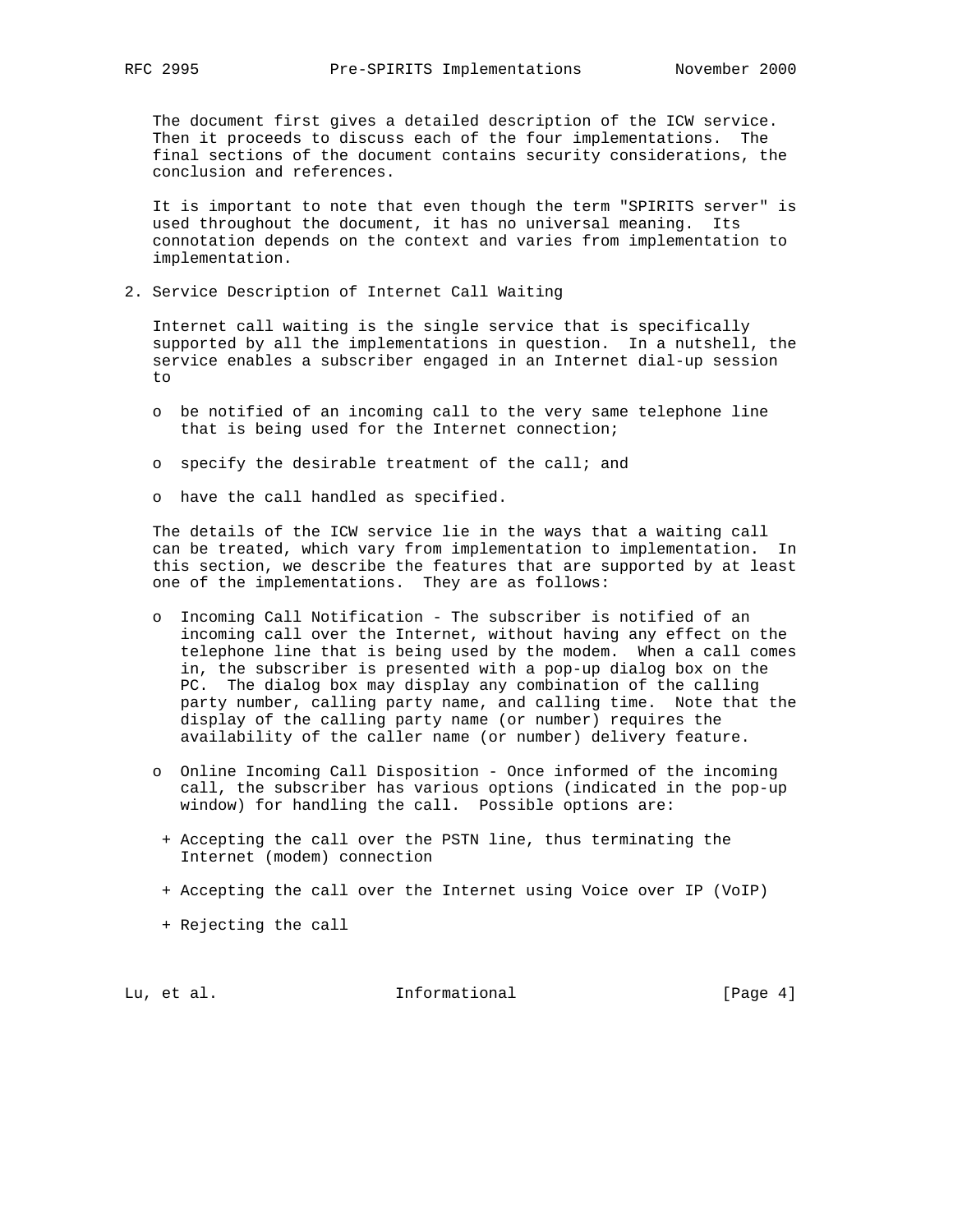The document first gives a detailed description of the ICW service. Then it proceeds to discuss each of the four implementations. The final sections of the document contains security considerations, the conclusion and references.

It is important to note that even though the term "SPIRITS server" is used throughout the document, it has no universal meaning. Its connotation depends on the context and varies from implementation to implementation.

## 2. Service Description of Internet Call Waiting

Internet call waiting is the single service that is specifically supported by all the implementations in question. In a nutshell, the service enables a subscriber engaged in an Internet dial-up session to

- be notified of an incoming call to the very same telephone line that is being used for the Internet connection;
- specify the desirable treatment of the call; and
- have the call handled as specified.

The details of the ICW service lie in the ways that a waiting call can be treated, which vary from implementation to implementation. In this section, we describe the features that are supported by at least one of the implementations. They are as follows:

- Incoming Call Notification - The subscriber is notified of an incoming call over the Internet, without having any effect on the telephone line that is being used by the modem. When a call comes in, the subscriber is presented with a pop-up dialog box on the PC. The dialog box may display any combination of the calling party number, calling party name, and calling time. Note that the display of the calling party name (or number) requires the availability of the caller name (or number) delivery feature.

- Online Incoming Call Disposition - Once informed of the incoming call, the subscriber has various options (indicated in the pop-up window) for handling the call. Possible options are:

  - Accepting the call over the PSTN line, thus terminating the Internet (modem) connection

  - Accepting the call over the Internet using Voice over IP (VoIP)

  - Rejecting the call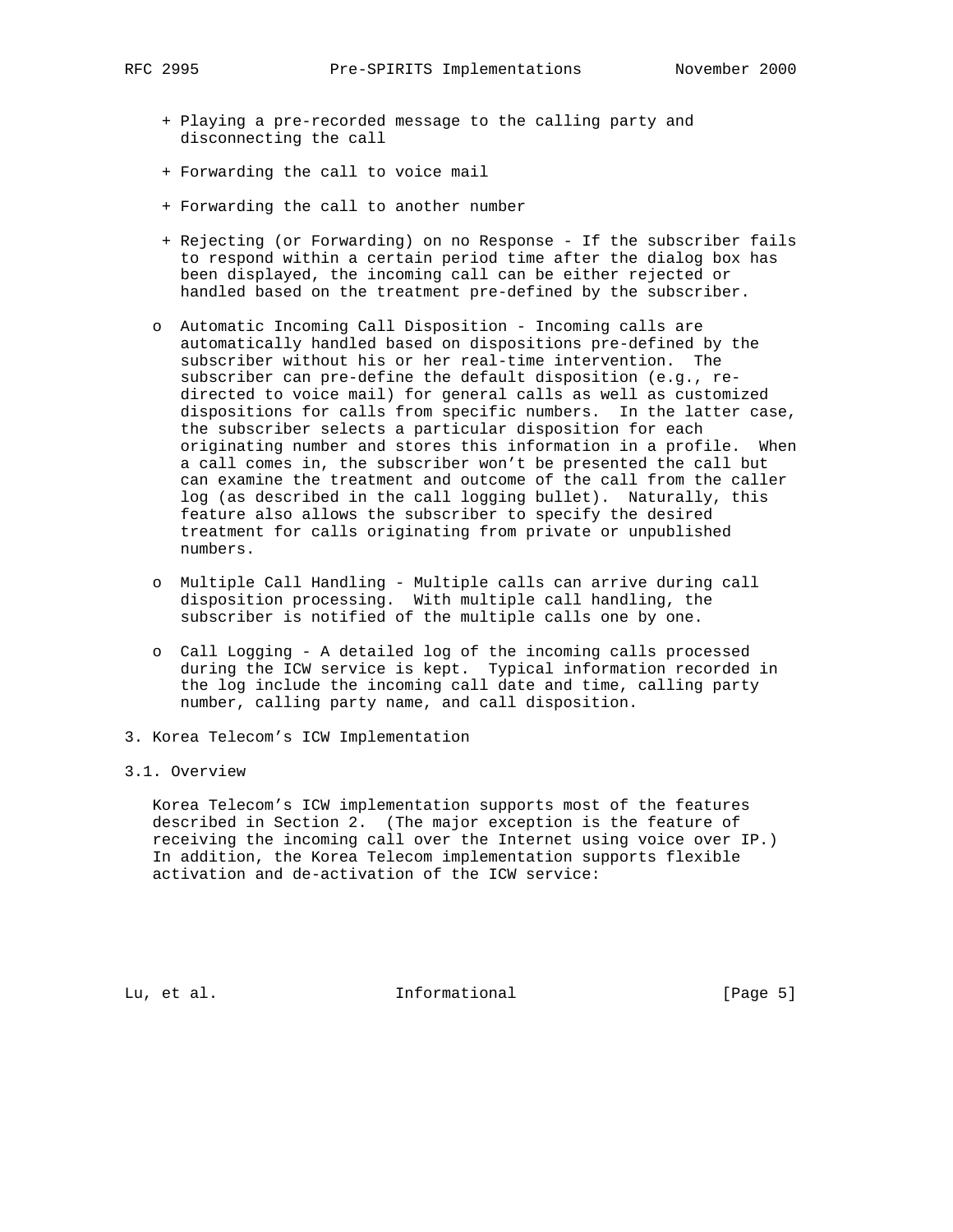+ Playing a pre-recorded message to the calling party and disconnecting the call

   + Forwarding the call to voice mail

   + Forwarding the call to another number

   + Rejecting (or Forwarding) on no Response - If the subscriber fails to respond within a certain period time after the dialog box has been displayed, the incoming call can be either rejected or handled based on the treatment pre-defined by the subscriber.

- Automatic Incoming Call Disposition - Incoming calls are automatically handled based on dispositions pre-defined by the subscriber without his or her real-time intervention. The subscriber can pre-define the default disposition (e.g., re-directed to voice mail) for general calls as well as customized dispositions for calls from specific numbers. In the latter case, the subscriber selects a particular disposition for each originating number and stores this information in a profile. When a call comes in, the subscriber won't be presented the call but can examine the treatment and outcome of the call from the caller log (as described in the call logging bullet). Naturally, this feature also allows the subscriber to specify the desired treatment for calls originating from private or unpublished numbers.

- Multiple Call Handling - Multiple calls can arrive during call disposition processing. With multiple call handling, the subscriber is notified of the multiple calls one by one.

- Call Logging - A detailed log of the incoming calls processed during the ICW service is kept. Typical information recorded in the log include the incoming call date and time, calling party number, calling party name, and call disposition.

## 3. Korea Telecom's ICW Implementation

### 3.1. Overview

Korea Telecom's ICW implementation supports most of the features described in Section 2. (The major exception is the feature of receiving the incoming call over the Internet using voice over IP.) In addition, the Korea Telecom implementation supports flexible activation and de-activation of the ICW service: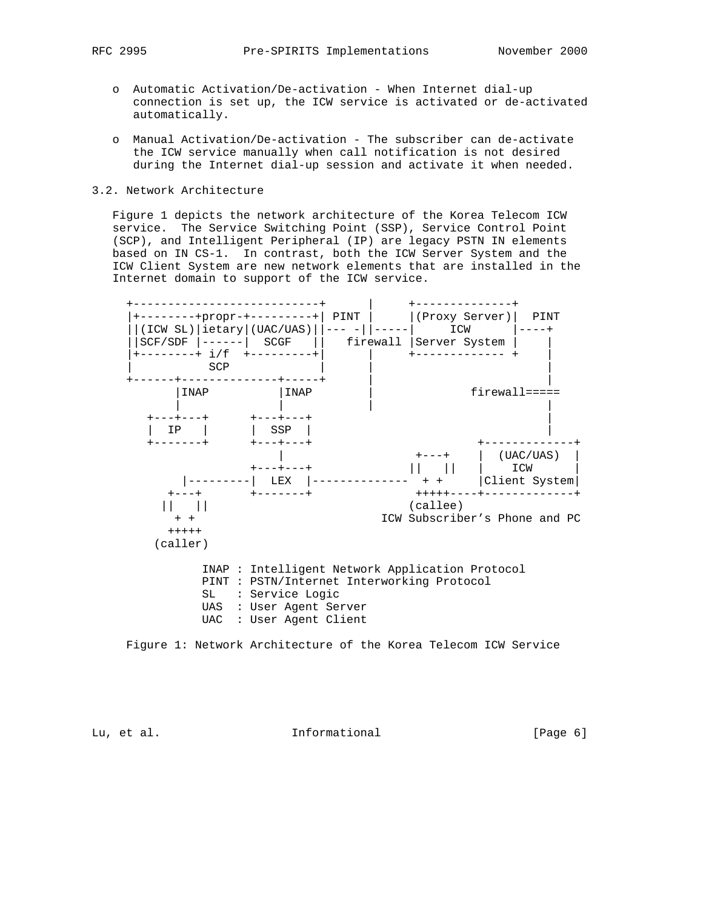- o Automatic Activation/De-activation - When Internet dial-up connection is set up, the ICW service is activated or de-activated automatically.

- o Manual Activation/De-activation - The subscriber can de-activate the ICW service manually when call notification is not desired during the Internet dial-up session and activate it when needed.

## 3.2. Network Architecture

Figure 1 depicts the network architecture of the Korea Telecom ICW service. The Service Switching Point (SSP), Service Control Point (SCP), and Intelligent Peripheral (IP) are legacy PSTN IN elements based on IN CS-1. In contrast, both the ICW Server System and the ICW Client System are new network elements that are installed in the Internet domain to support of the ICW service.

```
+---------------------------+      |     +--------------+
|+--------+propr-+---------+| PINT |     |(Proxy Server)|  PINT
||(ICW SL)|ietary|(UAC/UAS)||--- -||-----|     ICW      |----+
||SCF/SDF |------|  SCGF   ||   firewall |Server System |    |
|+--------+ i/f  +---------+|      |     +------------- +    |
|          SCP              |      |                         |
+------+--------------+-----+      |                         |
       |INAP          |INAP        |             firewall=====
       |              |            |                         |
   +---+---+      +---+---+                                  |
   |  IP   |      |  SSP  |                                  |
   +-------+      +---+---+                     +-------------+
                      |                 +---+    |  (UAC/UAS)  |
                  +---+---+            ||   ||   |    ICW      |
        |---------|  LEX  |--------------  + +     |Client System|
      +---+       +-------+            +++++----+-------------+
     ||   ||                           (callee)
       + +                        ICW Subscriber's Phone and PC
      +++++
     (caller)

           INAP : Intelligent Network Application Protocol
           PINT : PSTN/Internet Interworking Protocol
           SL   : Service Logic
           UAS  : User Agent Server
           UAC  : User Agent Client
```

Figure 1: Network Architecture of the Korea Telecom ICW Service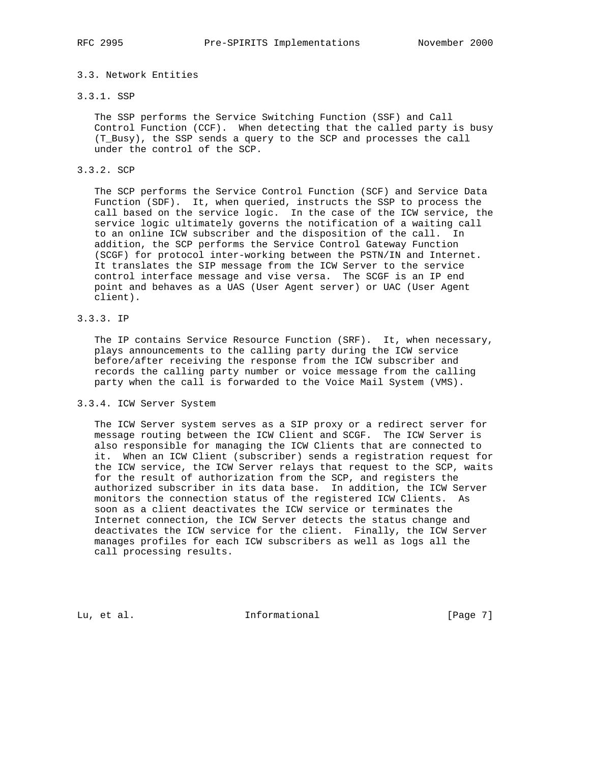### 3.3. Network Entities

#### 3.3.1. SSP

The SSP performs the Service Switching Function (SSF) and Call Control Function (CCF). When detecting that the called party is busy (T_Busy), the SSP sends a query to the SCP and processes the call under the control of the SCP.

#### 3.3.2. SCP

The SCP performs the Service Control Function (SCF) and Service Data Function (SDF). It, when queried, instructs the SSP to process the call based on the service logic. In the case of the ICW service, the service logic ultimately governs the notification of a waiting call to an online ICW subscriber and the disposition of the call. In addition, the SCP performs the Service Control Gateway Function (SCGF) for protocol inter-working between the PSTN/IN and Internet. It translates the SIP message from the ICW Server to the service control interface message and vise versa. The SCGF is an IP end point and behaves as a UAS (User Agent server) or UAC (User Agent client).

#### 3.3.3. IP

The IP contains Service Resource Function (SRF). It, when necessary, plays announcements to the calling party during the ICW service before/after receiving the response from the ICW subscriber and records the calling party number or voice message from the calling party when the call is forwarded to the Voice Mail System (VMS).

#### 3.3.4. ICW Server System

The ICW Server system serves as a SIP proxy or a redirect server for message routing between the ICW Client and SCGF. The ICW Server is also responsible for managing the ICW Clients that are connected to it. When an ICW Client (subscriber) sends a registration request for the ICW service, the ICW Server relays that request to the SCP, waits for the result of authorization from the SCP, and registers the authorized subscriber in its data base. In addition, the ICW Server monitors the connection status of the registered ICW Clients. As soon as a client deactivates the ICW service or terminates the Internet connection, the ICW Server detects the status change and deactivates the ICW service for the client. Finally, the ICW Server manages profiles for each ICW subscribers as well as logs all the call processing results.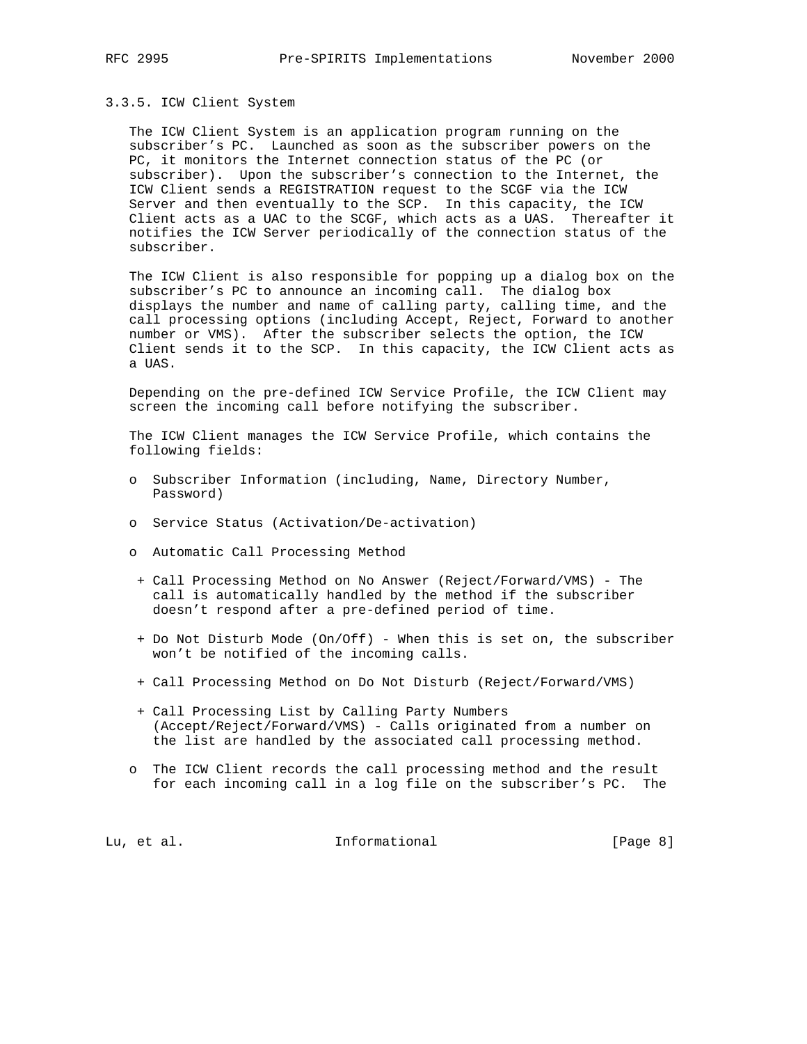### 3.3.5. ICW Client System

The ICW Client System is an application program running on the subscriber's PC. Launched as soon as the subscriber powers on the PC, it monitors the Internet connection status of the PC (or subscriber). Upon the subscriber's connection to the Internet, the ICW Client sends a REGISTRATION request to the SCGF via the ICW Server and then eventually to the SCP. In this capacity, the ICW Client acts as a UAC to the SCGF, which acts as a UAS. Thereafter it notifies the ICW Server periodically of the connection status of the subscriber.

The ICW Client is also responsible for popping up a dialog box on the subscriber's PC to announce an incoming call. The dialog box displays the number and name of calling party, calling time, and the call processing options (including Accept, Reject, Forward to another number or VMS). After the subscriber selects the option, the ICW Client sends it to the SCP. In this capacity, the ICW Client acts as a UAS.

Depending on the pre-defined ICW Service Profile, the ICW Client may screen the incoming call before notifying the subscriber.

The ICW Client manages the ICW Service Profile, which contains the following fields:

- Subscriber Information (including, Name, Directory Number, Password)
- Service Status (Activation/De-activation)
- Automatic Call Processing Method
  - Call Processing Method on No Answer (Reject/Forward/VMS) - The call is automatically handled by the method if the subscriber doesn't respond after a pre-defined period of time.
  - Do Not Disturb Mode (On/Off) - When this is set on, the subscriber won't be notified of the incoming calls.
  - Call Processing Method on Do Not Disturb (Reject/Forward/VMS)
  - Call Processing List by Calling Party Numbers (Accept/Reject/Forward/VMS) - Calls originated from a number on the list are handled by the associated call processing method.
- The ICW Client records the call processing method and the result for each incoming call in a log file on the subscriber's PC. The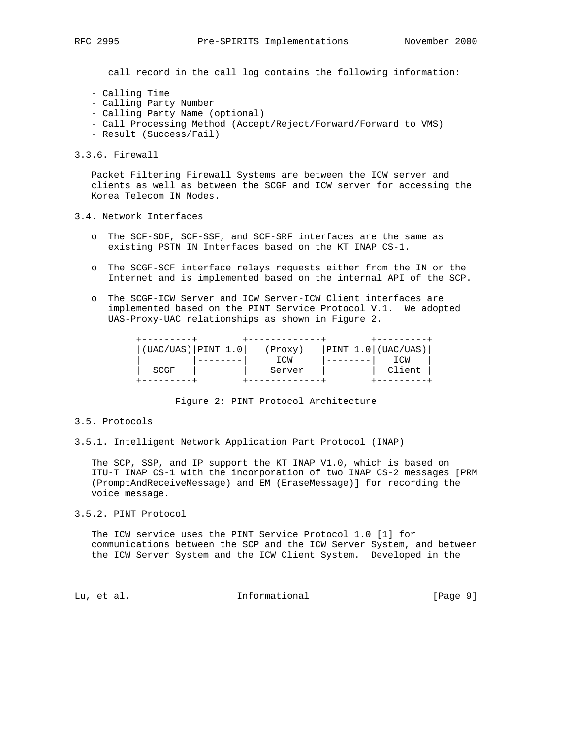call record in the call log contains the following information:

- Calling Time
- Calling Party Number
- Calling Party Name (optional)
- Call Processing Method (Accept/Reject/Forward/Forward to VMS)
- Result (Success/Fail)

### 3.3.6. Firewall

Packet Filtering Firewall Systems are between the ICW server and clients as well as between the SCGF and ICW server for accessing the Korea Telecom IN Nodes.

## 3.4. Network Interfaces

- o The SCF-SDF, SCF-SSF, and SCF-SRF interfaces are the same as existing PSTN IN Interfaces based on the KT INAP CS-1.

- o The SCGF-SCF interface relays requests either from the IN or the Internet and is implemented based on the internal API of the SCP.

- o The SCGF-ICW Server and ICW Server-ICW Client interfaces are implemented based on the PINT Service Protocol V.1. We adopted UAS-Proxy-UAC relationships as shown in Figure 2.

```
+---------+        +-------------+        +---------+
|(UAC/UAS)|PINT 1.0|   (Proxy)   |PINT 1.0|(UAC/UAS)|
|         |--------|     ICW     |--------|   ICW   |
|  SCGF   |        |    Server   |        |  Client |
+---------+        +-------------+        +---------+
```

Figure 2: PINT Protocol Architecture

## 3.5. Protocols

### 3.5.1. Intelligent Network Application Part Protocol (INAP)

The SCP, SSP, and IP support the KT INAP V1.0, which is based on ITU-T INAP CS-1 with the incorporation of two INAP CS-2 messages [PRM (PromptAndReceiveMessage) and EM (EraseMessage)] for recording the voice message.

### 3.5.2. PINT Protocol

The ICW service uses the PINT Service Protocol 1.0 [1] for communications between the SCP and the ICW Server System, and between the ICW Server System and the ICW Client System. Developed in the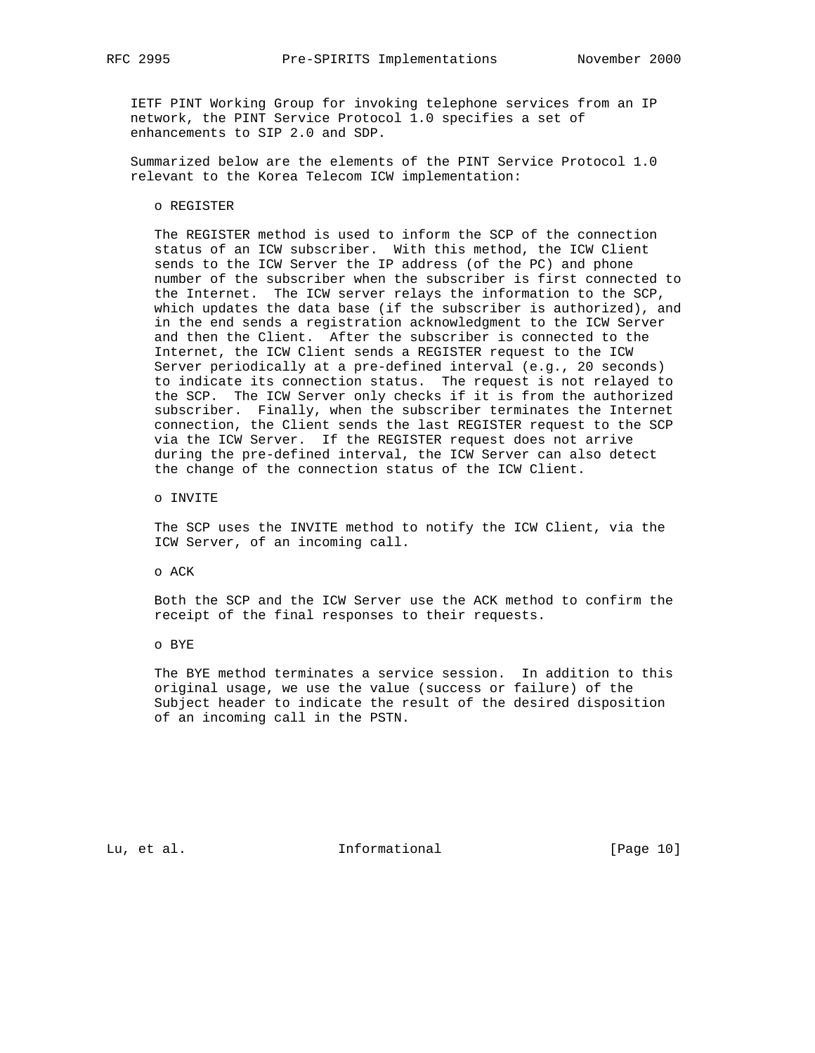IETF PINT Working Group for invoking telephone services from an IP network, the PINT Service Protocol 1.0 specifies a set of enhancements to SIP 2.0 and SDP.

Summarized below are the elements of the PINT Service Protocol 1.0 relevant to the Korea Telecom ICW implementation:

- REGISTER

  The REGISTER method is used to inform the SCP of the connection status of an ICW subscriber. With this method, the ICW Client sends to the ICW Server the IP address (of the PC) and phone number of the subscriber when the subscriber is first connected to the Internet. The ICW server relays the information to the SCP, which updates the data base (if the subscriber is authorized), and in the end sends a registration acknowledgment to the ICW Server and then the Client. After the subscriber is connected to the Internet, the ICW Client sends a REGISTER request to the ICW Server periodically at a pre-defined interval (e.g., 20 seconds) to indicate its connection status. The request is not relayed to the SCP. The ICW Server only checks if it is from the authorized subscriber. Finally, when the subscriber terminates the Internet connection, the Client sends the last REGISTER request to the SCP via the ICW Server. If the REGISTER request does not arrive during the pre-defined interval, the ICW Server can also detect the change of the connection status of the ICW Client.

- INVITE

  The SCP uses the INVITE method to notify the ICW Client, via the ICW Server, of an incoming call.

- ACK

  Both the SCP and the ICW Server use the ACK method to confirm the receipt of the final responses to their requests.

- BYE

  The BYE method terminates a service session. In addition to this original usage, we use the value (success or failure) of the Subject header to indicate the result of the desired disposition of an incoming call in the PSTN.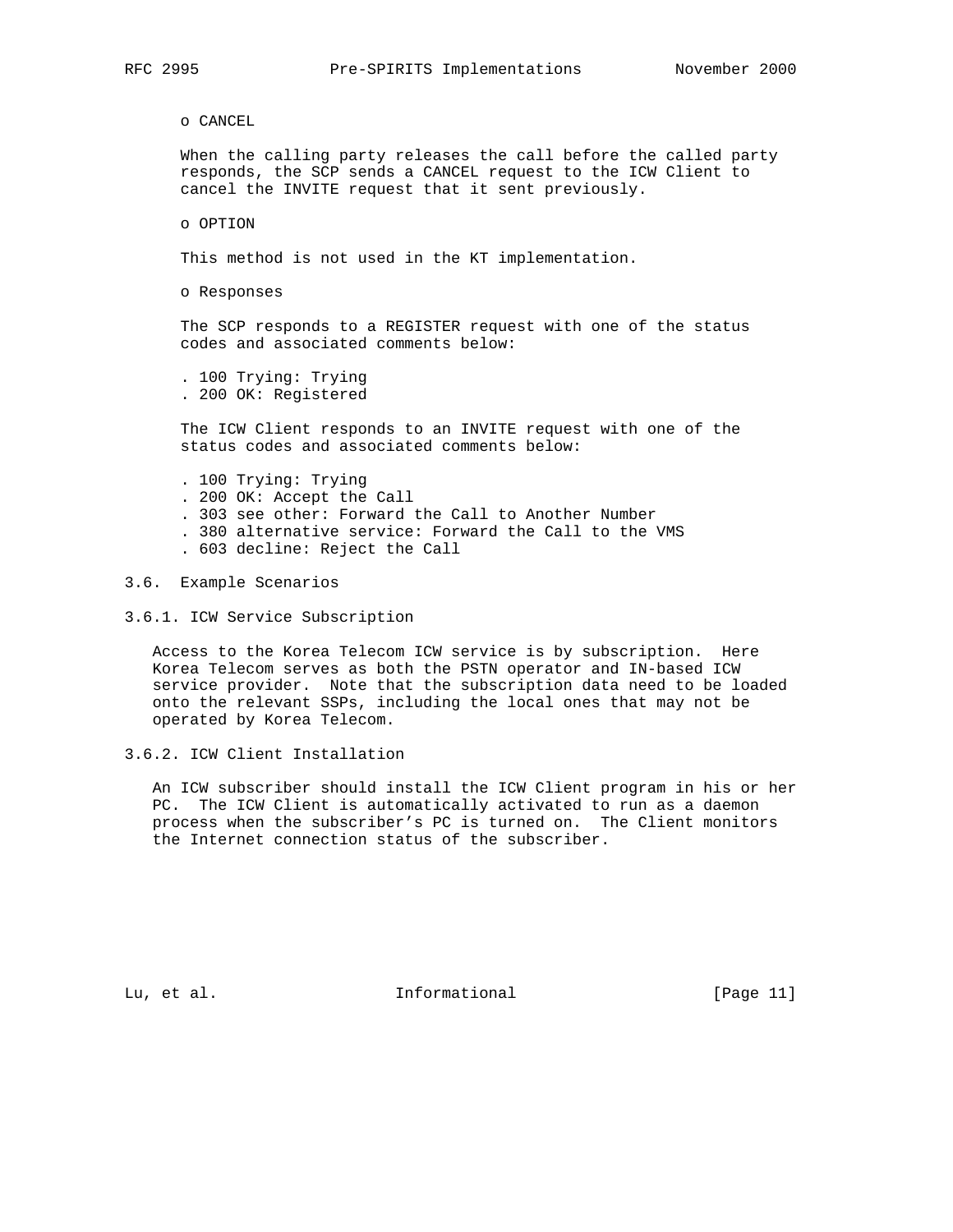o CANCEL

When the calling party releases the call before the called party responds, the SCP sends a CANCEL request to the ICW Client to cancel the INVITE request that it sent previously.

o OPTION

This method is not used in the KT implementation.

o Responses

The SCP responds to a REGISTER request with one of the status codes and associated comments below:

- 100 Trying: Trying
- 200 OK: Registered

The ICW Client responds to an INVITE request with one of the status codes and associated comments below:

- 100 Trying: Trying
- 200 OK: Accept the Call
- 303 see other: Forward the Call to Another Number
- 380 alternative service: Forward the Call to the VMS
- 603 decline: Reject the Call

### 3.6. Example Scenarios

#### 3.6.1. ICW Service Subscription

Access to the Korea Telecom ICW service is by subscription. Here Korea Telecom serves as both the PSTN operator and IN-based ICW service provider. Note that the subscription data need to be loaded onto the relevant SSPs, including the local ones that may not be operated by Korea Telecom.

#### 3.6.2. ICW Client Installation

An ICW subscriber should install the ICW Client program in his or her PC. The ICW Client is automatically activated to run as a daemon process when the subscriber's PC is turned on. The Client monitors the Internet connection status of the subscriber.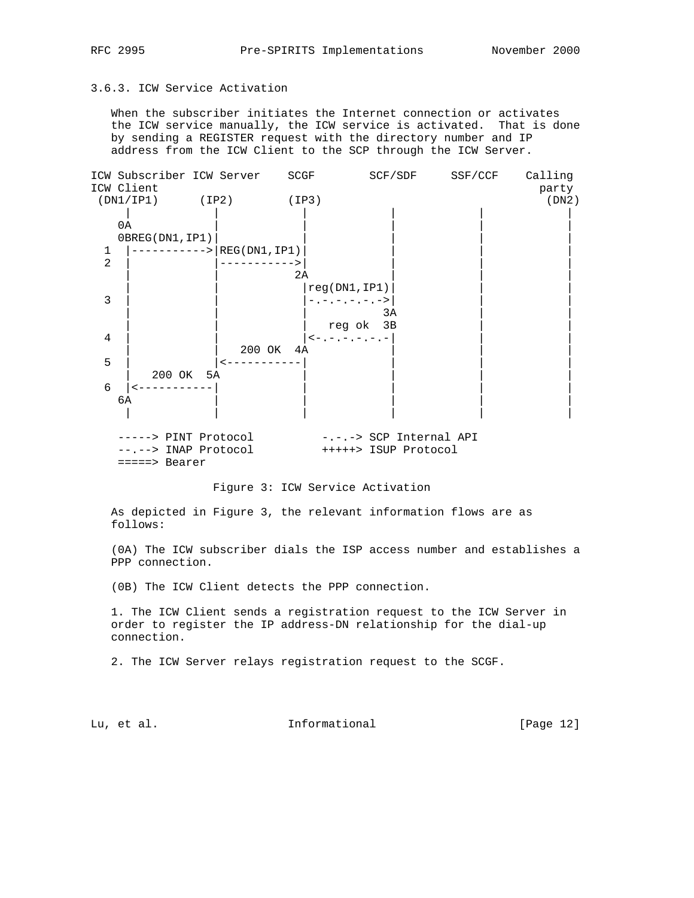### 3.6.3. ICW Service Activation

When the subscriber initiates the Internet connection or activates the ICW service manually, the ICW service is activated. That is done by sending a REGISTER request with the directory number and IP address from the ICW Client to the SCP through the ICW Server.

```
ICW Subscriber ICW Server    SCGF        SCF/SDF     SSF/CCF    Calling
ICW Client                                                       party
 (DN1/IP1)      (IP2)       (IP3)                                 (DN2)
    |            |            |             |            |           |
   0A            |            |             |            |           |
   0BREG(DN1,IP1)|            |             |            |           |
  1 |----------->|REG(DN1,IP1)|             |            |           |
  2 |            |----------->|             |            |           |
    |            |           2A             |            |           |
    |            |            |reg(DN1,IP1)|            |           |
  3 |            |            |-.-.-.-.-.->|            |           |
    |            |            |            3A            |           |
    |            |            |   reg ok  3B            |           |
  4 |            |            |<-.-.-.-.-.-|            |           |
    |            |   200 OK  4A            |            |           |
  5 |            |<-----------|             |            |           |
    |   200 OK  5A            |             |            |           |
  6 |<-----------|            |             |            |           |
   6A            |            |             |            |           |
    |            |            |             |            |           |

   -----> PINT Protocol          -.-.-> SCP Internal API
   --.--> INAP Protocol          +++++> ISUP Protocol
   =====> Bearer
```

Figure 3: ICW Service Activation

As depicted in Figure 3, the relevant information flows are as follows:

(0A) The ICW subscriber dials the ISP access number and establishes a PPP connection.

(0B) The ICW Client detects the PPP connection.

1. The ICW Client sends a registration request to the ICW Server in order to register the IP address-DN relationship for the dial-up connection.

2. The ICW Server relays registration request to the SCGF.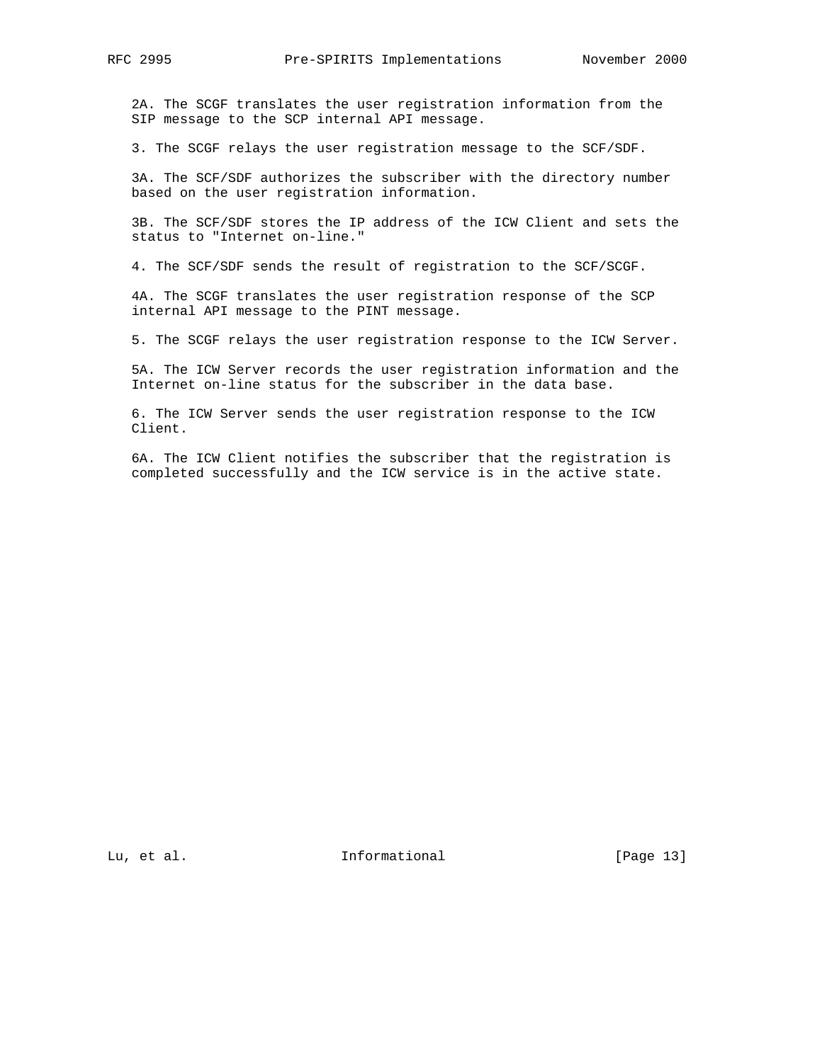2A. The SCGF translates the user registration information from the SIP message to the SCP internal API message.

3. The SCGF relays the user registration message to the SCF/SDF.

3A. The SCF/SDF authorizes the subscriber with the directory number based on the user registration information.

3B. The SCF/SDF stores the IP address of the ICW Client and sets the status to "Internet on-line."

4. The SCF/SDF sends the result of registration to the SCF/SCGF.

4A. The SCGF translates the user registration response of the SCP internal API message to the PINT message.

5. The SCGF relays the user registration response to the ICW Server.

5A. The ICW Server records the user registration information and the Internet on-line status for the subscriber in the data base.

6. The ICW Server sends the user registration response to the ICW Client.

6A. The ICW Client notifies the subscriber that the registration is completed successfully and the ICW service is in the active state.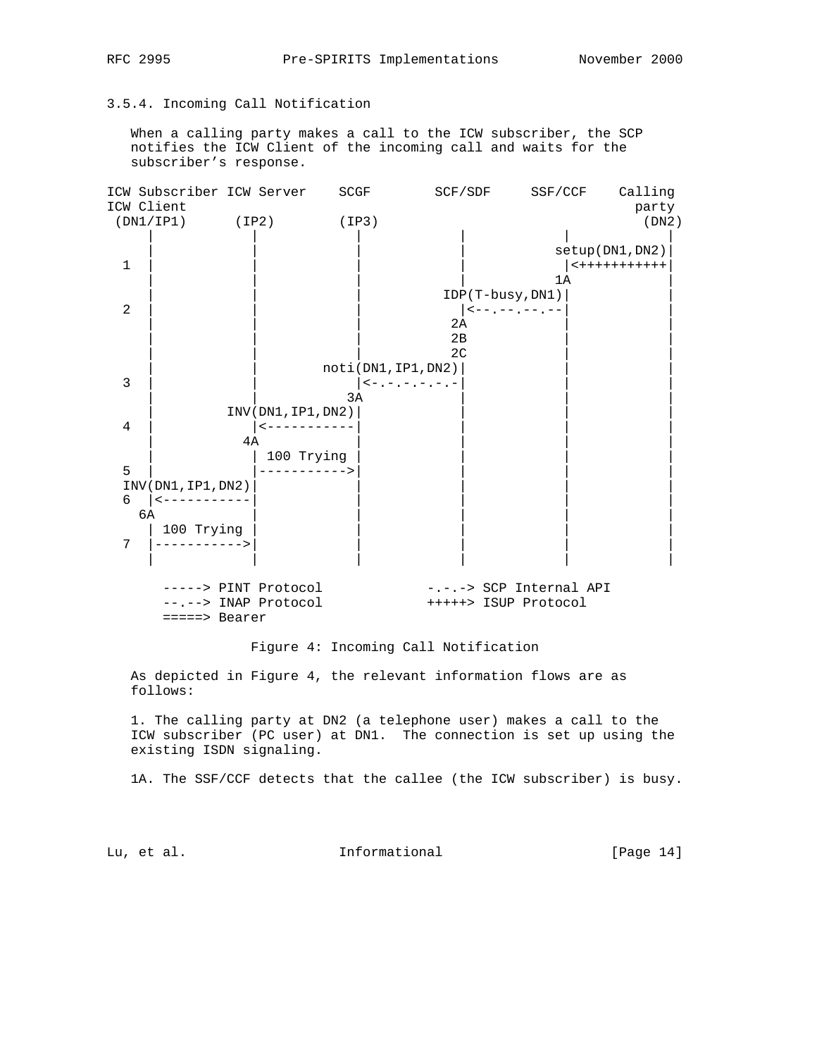### 3.5.4. Incoming Call Notification

When a calling party makes a call to the ICW subscriber, the SCP notifies the ICW Client of the incoming call and waits for the subscriber's response.

```
ICW Subscriber ICW Server    SCGF        SCF/SDF     SSF/CCF    Calling
ICW Client                                                        party
 (DN1/IP1)      (IP2)       (IP3)                                 (DN2)
     |            |            |            |           |            |
     |            |            |            |          setup(DN1,DN2)|
  1  |            |            |            |           |<+++++++++++|
     |            |            |            |          1A            |
     |            |            |           IDP(T-busy,DN1)|          |
  2  |            |            |            |<--.--.--.--|           |
     |            |            |           2A           |            |
     |            |            |           2B           |            |
     |            |            |           2C           |            |
     |            |        noti(DN1,IP1,DN2)|           |            |
  3  |            |            |<-.-.-.-.-.-|           |            |
     |            |           3A            |           |            |
     |         INV(DN1,IP1,DN2)|            |           |            |
  4  |            |<-----------|            |           |            |
     |           4A            |            |           |            |
     |            | 100 Trying |            |           |            |
  5  |            |----------->|            |           |            |
  INV(DN1,IP1,DN2)|            |            |           |            |
  6  |<-----------|            |            |           |            |
    6A            |            |            |           |            |
     | 100 Trying |            |            |           |            |
  7  |----------->|            |            |           |            |
     |            |            |            |           |            |

      -----> PINT Protocol            -.-.-> SCP Internal API
      --.--> INAP Protocol            +++++> ISUP Protocol
      =====> Bearer
```

Figure 4: Incoming Call Notification

As depicted in Figure 4, the relevant information flows are as follows:

1. The calling party at DN2 (a telephone user) makes a call to the ICW subscriber (PC user) at DN1. The connection is set up using the existing ISDN signaling.

1A. The SSF/CCF detects that the callee (the ICW subscriber) is busy.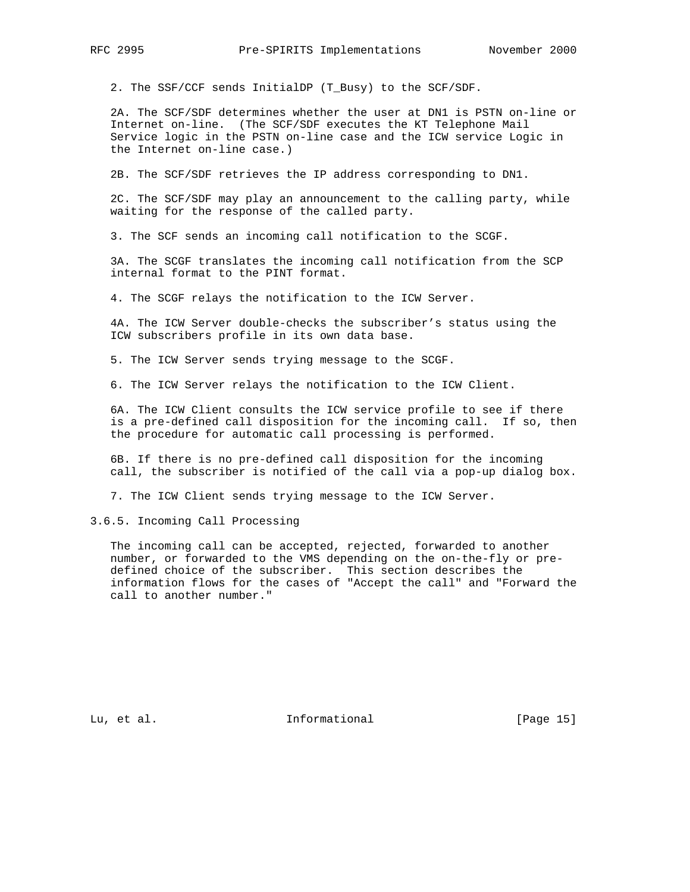2. The SSF/CCF sends InitialDP (T_Busy) to the SCF/SDF.

2A. The SCF/SDF determines whether the user at DN1 is PSTN on-line or Internet on-line. (The SCF/SDF executes the KT Telephone Mail Service logic in the PSTN on-line case and the ICW service Logic in the Internet on-line case.)

2B. The SCF/SDF retrieves the IP address corresponding to DN1.

2C. The SCF/SDF may play an announcement to the calling party, while waiting for the response of the called party.

3. The SCF sends an incoming call notification to the SCGF.

3A. The SCGF translates the incoming call notification from the SCP internal format to the PINT format.

4. The SCGF relays the notification to the ICW Server.

4A. The ICW Server double-checks the subscriber's status using the ICW subscribers profile in its own data base.

5. The ICW Server sends trying message to the SCGF.

6. The ICW Server relays the notification to the ICW Client.

6A. The ICW Client consults the ICW service profile to see if there is a pre-defined call disposition for the incoming call. If so, then the procedure for automatic call processing is performed.

6B. If there is no pre-defined call disposition for the incoming call, the subscriber is notified of the call via a pop-up dialog box.

7. The ICW Client sends trying message to the ICW Server.

### 3.6.5. Incoming Call Processing

The incoming call can be accepted, rejected, forwarded to another number, or forwarded to the VMS depending on the on-the-fly or pre-defined choice of the subscriber. This section describes the information flows for the cases of "Accept the call" and "Forward the call to another number."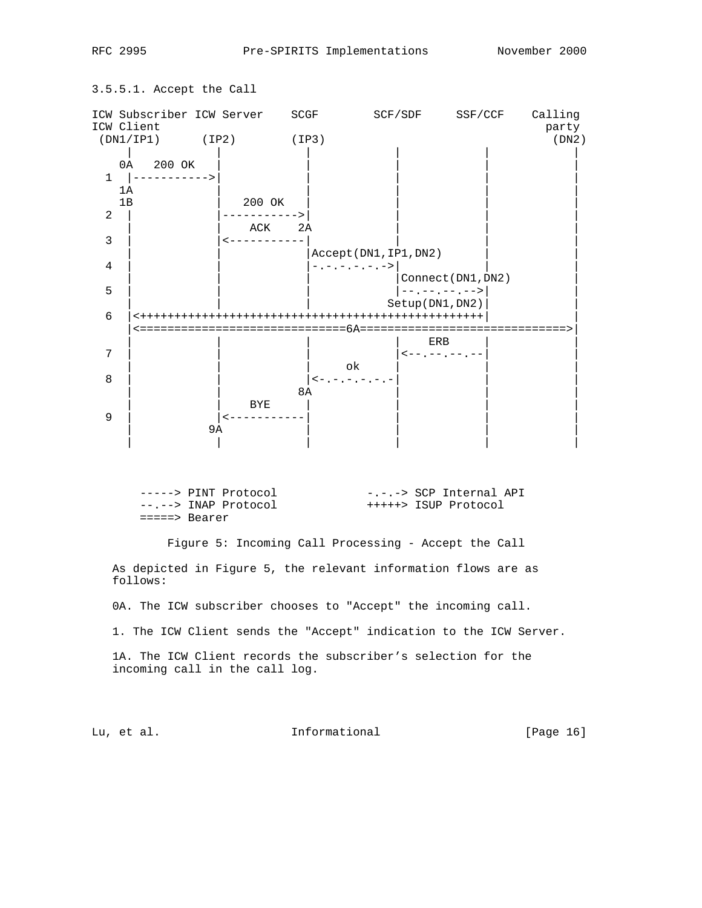### 3.5.5.1. Accept the Call

```
ICW Subscriber ICW Server    SCGF        SCF/SDF     SSF/CCF    Calling
ICW Client                                                        party
 (DN1/IP1)      (IP2)       (IP3)                                 (DN2)
     |            |            |            |           |           |
   0A   200 OK    |            |            |           |           |
  1  |----------->|            |            |           |           |
   1A             |            |            |           |           |
   1B             |   200 OK   |            |           |           |
  2  |            |----------->|            |           |           |
     |            |    ACK    2A            |           |           |
  3  |            |<-----------|            |           |           |
     |            |            |Accept(DN1,IP1,DN2)     |           |
  4  |            |            |-.-.-.-.-.->|           |           |
     |            |            |            |Connect(DN1,DN2)       |
  5  |            |            |            |--.--.--.-->|          |
     |            |            |           Setup(DN1,DN2)|          |
  6  |<++++++++++++++++++++++++++++++++++++++++++++++++++|          |
     |<=============================6A=============================>|
     |            |            |            |    ERB    |           |
  7  |            |            |            |<--.--.--.--|          |
     |            |            |     ok     |           |           |
  8  |            |            |<-.-.-.-.-.-|           |           |
     |            |           8A            |           |           |
     |            |    BYE     |            |           |           |
  9  |            |<-----------|            |           |           |
     |           9A            |            |           |           |
     |            |            |            |           |           |


      -----> PINT Protocol             -.-.-> SCP Internal API
      --.--> INAP Protocol             +++++> ISUP Protocol
      =====> Bearer
```

Figure 5: Incoming Call Processing - Accept the Call

As depicted in Figure 5, the relevant information flows are as follows:

0A. The ICW subscriber chooses to "Accept" the incoming call.

1. The ICW Client sends the "Accept" indication to the ICW Server.

1A. The ICW Client records the subscriber’s selection for the incoming call in the call log.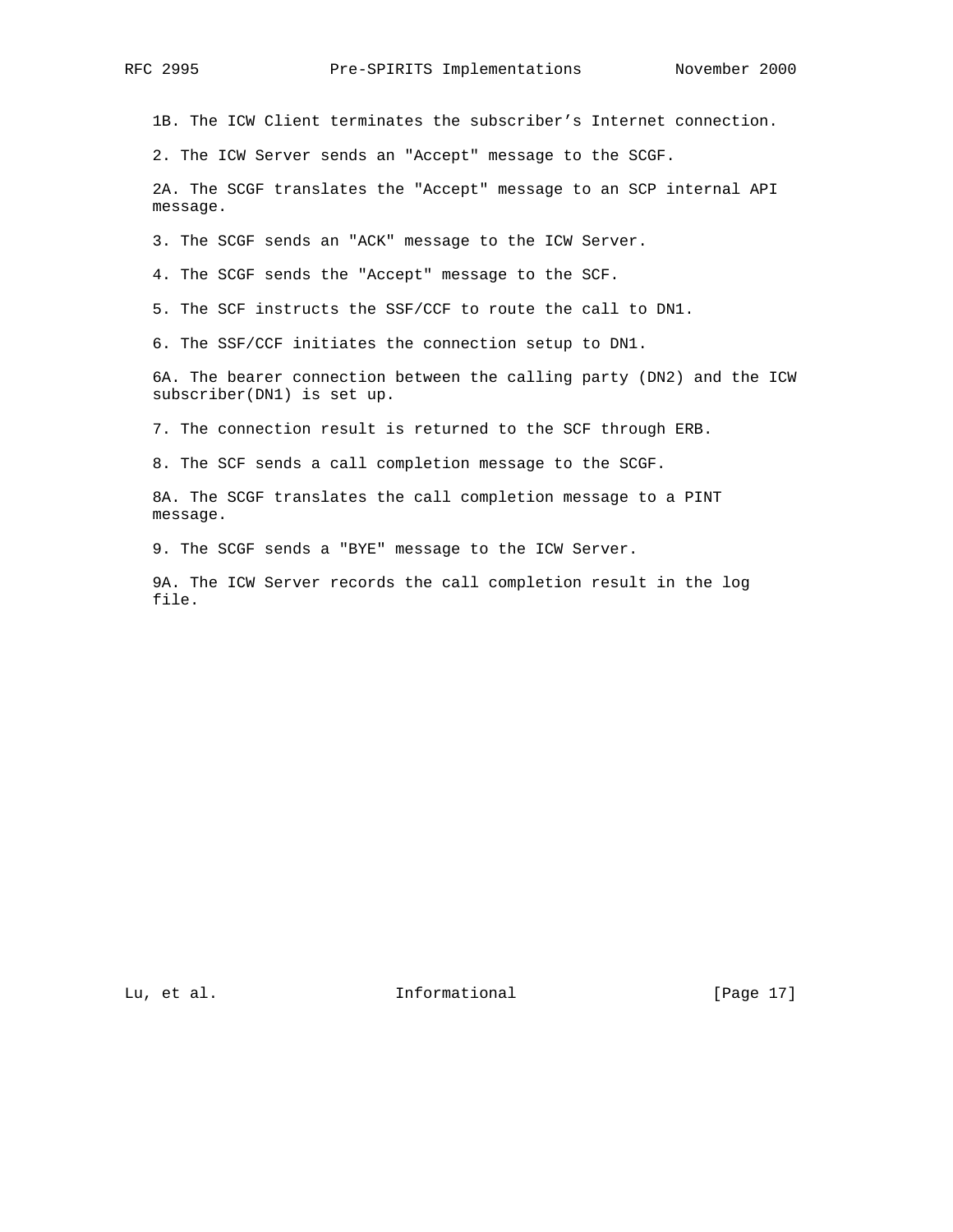1B. The ICW Client terminates the subscriber's Internet connection.

2. The ICW Server sends an "Accept" message to the SCGF.

2A. The SCGF translates the "Accept" message to an SCP internal API message.

3. The SCGF sends an "ACK" message to the ICW Server.

4. The SCGF sends the "Accept" message to the SCF.

5. The SCF instructs the SSF/CCF to route the call to DN1.

6. The SSF/CCF initiates the connection setup to DN1.

6A. The bearer connection between the calling party (DN2) and the ICW subscriber(DN1) is set up.

7. The connection result is returned to the SCF through ERB.

8. The SCF sends a call completion message to the SCGF.

8A. The SCGF translates the call completion message to a PINT message.

9. The SCGF sends a "BYE" message to the ICW Server.

9A. The ICW Server records the call completion result in the log file.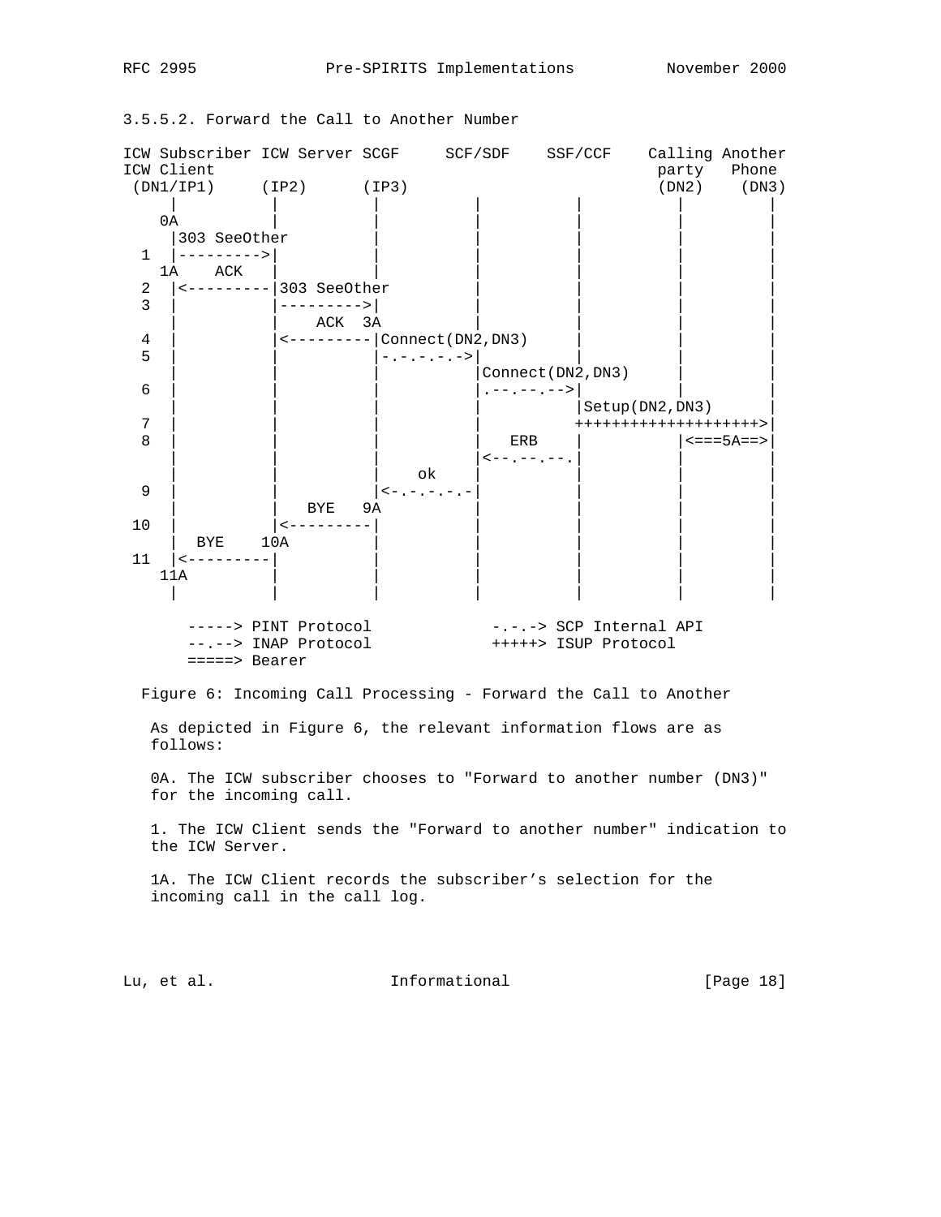### 3.5.5.2. Forward the Call to Another Number

```
ICW Subscriber ICW Server SCGF     SCF/SDF    SSF/CCF    Calling Another
ICW Client                                                party   Phone
 (DN1/IP1)     (IP2)      (IP3)                           (DN2)    (DN3)
     |          |          |          |          |          |         |
    0A          |          |          |          |          |         |
     |303 SeeOther         |          |          |          |         |
  1  |--------->|          |          |          |          |         |
    1A    ACK   |          |          |          |          |         |
  2  |<---------|303 SeeOther         |          |          |         |
  3  |          |--------->|          |          |          |         |
     |          |    ACK  3A          |          |          |         |
  4  |          |<---------|Connect(DN2,DN3)     |          |         |
  5  |          |          |-.-.-.-.->|          |          |         |
     |          |          |          |Connect(DN2,DN3)     |         |
  6  |          |          |          |.--.--.-->|          |         |
     |          |          |          |          |Setup(DN2,DN3)      |
  7  |          |          |          |          +++++++++++++++++++>|
  8  |          |          |          |   ERB    |          |<===5A==>|
     |          |          |          |<--.--.--.|          |         |
     |          |          |    ok    |          |          |         |
  9  |          |          |<-.-.-.-.-|          |          |         |
     |          |   BYE   9A          |          |          |         |
 10  |          |<---------|          |          |          |         |
     |  BYE    10A         |          |          |          |         |
 11  |<---------|          |          |          |          |         |
    11A         |          |          |          |          |         |
     |          |          |          |          |          |         |

       -----> PINT Protocol            -.-.-> SCP Internal API
       --.--> INAP Protocol            +++++> ISUP Protocol
       =====> Bearer
```

Figure 6: Incoming Call Processing - Forward the Call to Another

As depicted in Figure 6, the relevant information flows are as follows:

0A. The ICW subscriber chooses to "Forward to another number (DN3)" for the incoming call.

1. The ICW Client sends the "Forward to another number" indication to the ICW Server.

1A. The ICW Client records the subscriber’s selection for the incoming call in the call log.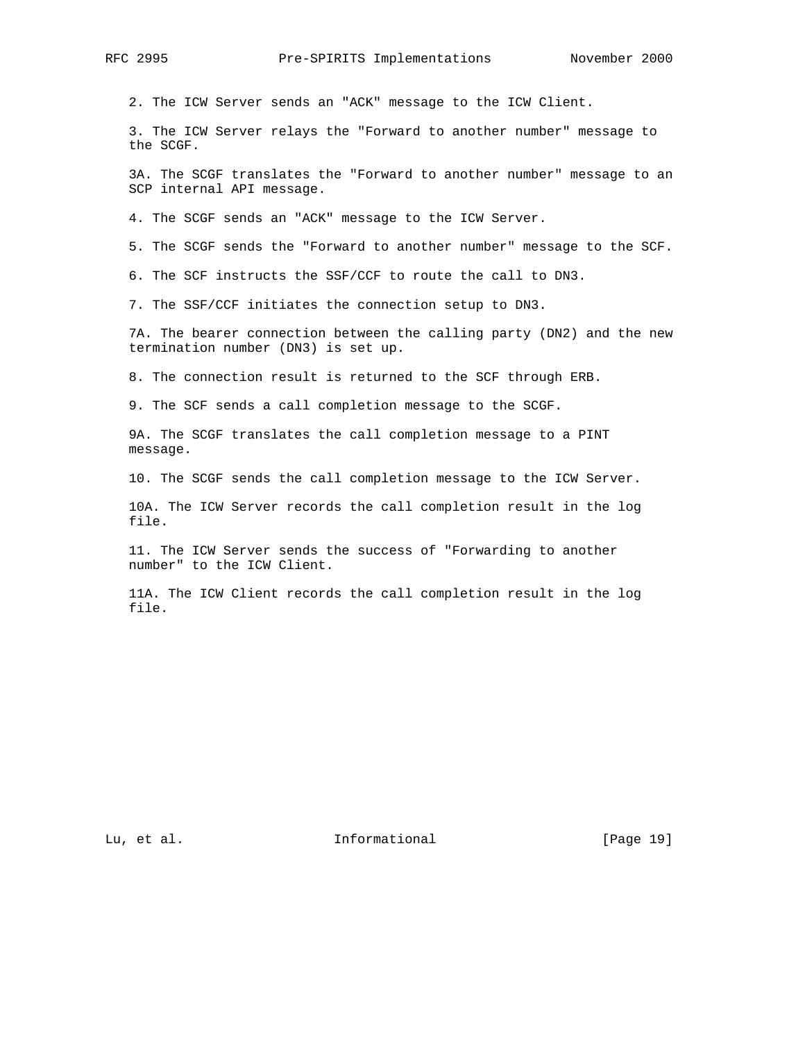2. The ICW Server sends an "ACK" message to the ICW Client.

3. The ICW Server relays the "Forward to another number" message to the SCGF.

3A. The SCGF translates the "Forward to another number" message to an SCP internal API message.

4. The SCGF sends an "ACK" message to the ICW Server.

5. The SCGF sends the "Forward to another number" message to the SCF.

6. The SCF instructs the SSF/CCF to route the call to DN3.

7. The SSF/CCF initiates the connection setup to DN3.

7A. The bearer connection between the calling party (DN2) and the new termination number (DN3) is set up.

8. The connection result is returned to the SCF through ERB.

9. The SCF sends a call completion message to the SCGF.

9A. The SCGF translates the call completion message to a PINT message.

10. The SCGF sends the call completion message to the ICW Server.

10A. The ICW Server records the call completion result in the log file.

11. The ICW Server sends the success of "Forwarding to another number" to the ICW Client.

11A. The ICW Client records the call completion result in the log file.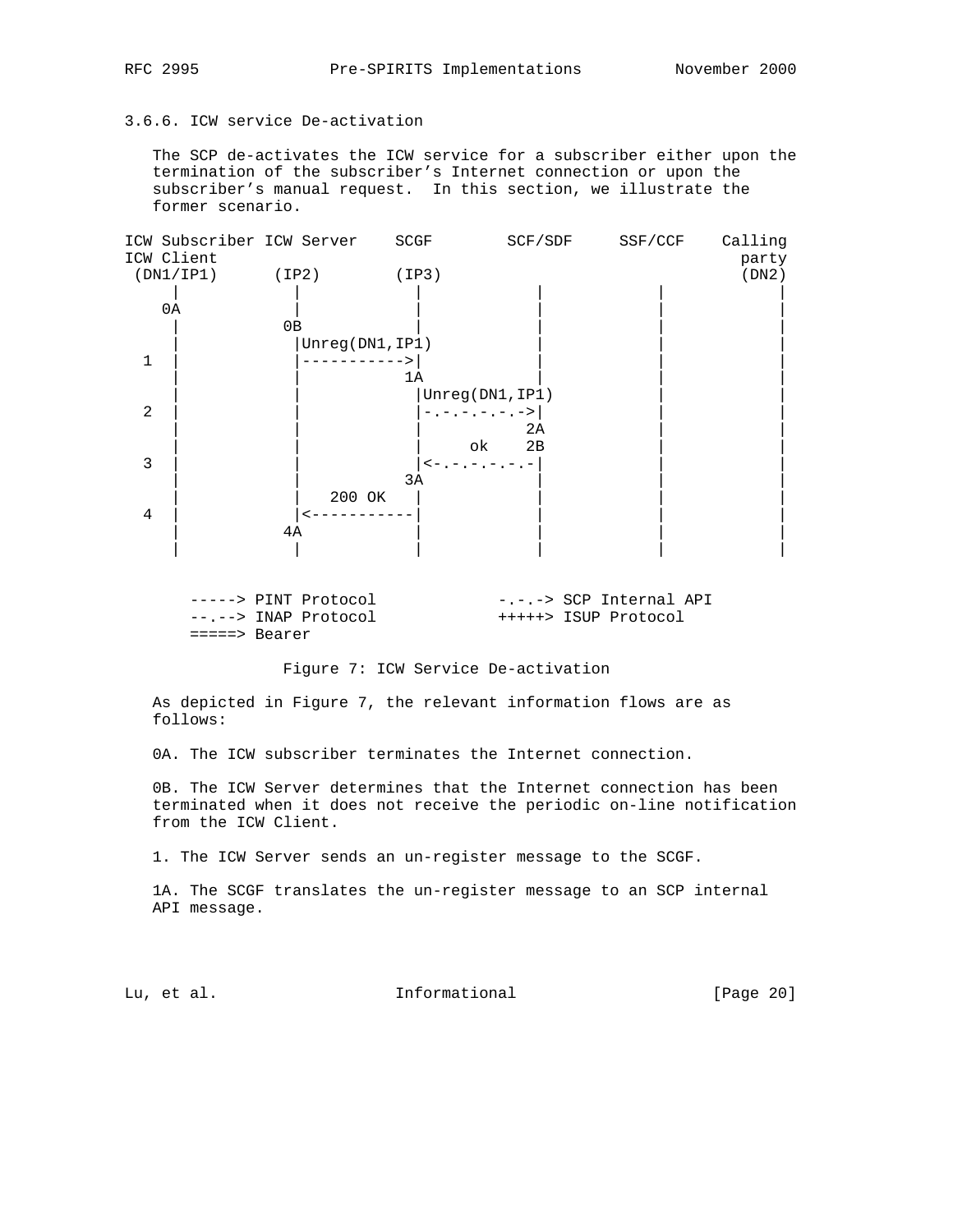### 3.6.6. ICW service De-activation

The SCP de-activates the ICW service for a subscriber either upon the termination of the subscriber’s Internet connection or upon the subscriber’s manual request. In this section, we illustrate the former scenario.

```
ICW Subscriber ICW Server    SCGF        SCF/SDF     SSF/CCF    Calling
ICW Client                                                        party
 (DN1/IP1)      (IP2)       (IP3)                                 (DN2)
     |            |            |            |           |            |
    0A            |            |            |           |            |
     |           0B            |            |           |            |
     |            |Unreg(DN1,IP1)           |           |            |
  1  |            |----------->|            |           |            |
     |            |           1A            |           |            |
     |            |            |Unreg(DN1,IP1)          |            |
  2  |            |            |-.-.-.-.-.->|           |            |
     |            |            |           2A           |            |
     |            |            |     ok    2B           |            |
  3  |            |            |<-.-.-.-.-.-|           |            |
     |            |           3A            |           |            |
     |            |   200 OK   |            |           |            |
  4  |            |<-----------|            |           |            |
     |           4A            |            |           |            |
     |            |            |            |           |            |


      -----> PINT Protocol            -.-.-> SCP Internal API
      --.--> INAP Protocol            +++++> ISUP Protocol
      =====> Bearer
```

Figure 7: ICW Service De-activation

As depicted in Figure 7, the relevant information flows are as follows:

0A. The ICW subscriber terminates the Internet connection.

0B. The ICW Server determines that the Internet connection has been terminated when it does not receive the periodic on-line notification from the ICW Client.

1. The ICW Server sends an un-register message to the SCGF.

1A. The SCGF translates the un-register message to an SCP internal API message.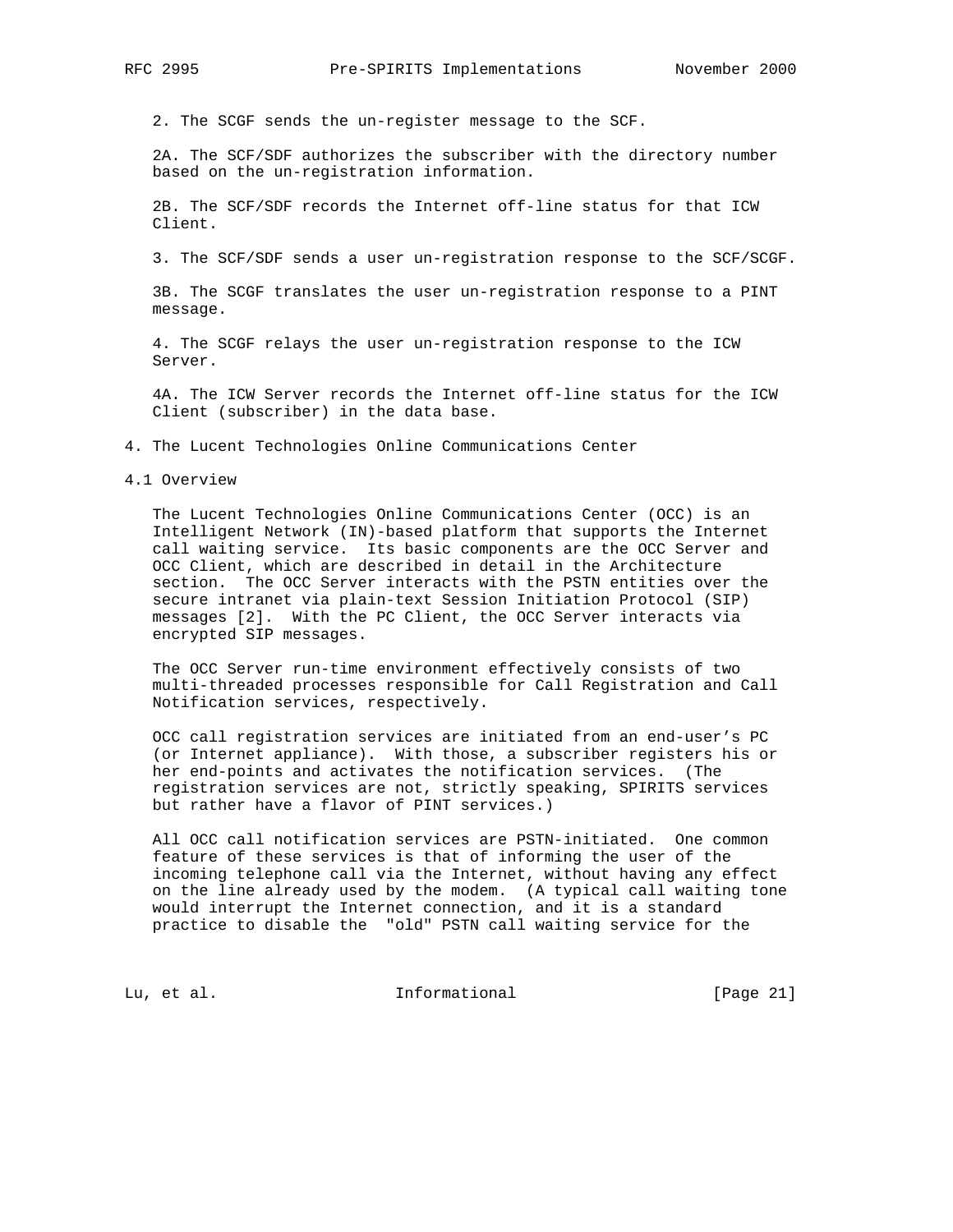2. The SCGF sends the un-register message to the SCF.

2A. The SCF/SDF authorizes the subscriber with the directory number based on the un-registration information.

2B. The SCF/SDF records the Internet off-line status for that ICW Client.

3. The SCF/SDF sends a user un-registration response to the SCF/SCGF.

3B. The SCGF translates the user un-registration response to a PINT message.

4. The SCGF relays the user un-registration response to the ICW Server.

4A. The ICW Server records the Internet off-line status for the ICW Client (subscriber) in the data base.

## 4. The Lucent Technologies Online Communications Center

### 4.1 Overview

The Lucent Technologies Online Communications Center (OCC) is an Intelligent Network (IN)-based platform that supports the Internet call waiting service. Its basic components are the OCC Server and OCC Client, which are described in detail in the Architecture section. The OCC Server interacts with the PSTN entities over the secure intranet via plain-text Session Initiation Protocol (SIP) messages [2]. With the PC Client, the OCC Server interacts via encrypted SIP messages.

The OCC Server run-time environment effectively consists of two multi-threaded processes responsible for Call Registration and Call Notification services, respectively.

OCC call registration services are initiated from an end-user’s PC (or Internet appliance). With those, a subscriber registers his or her end-points and activates the notification services. (The registration services are not, strictly speaking, SPIRITS services but rather have a flavor of PINT services.)

All OCC call notification services are PSTN-initiated. One common feature of these services is that of informing the user of the incoming telephone call via the Internet, without having any effect on the line already used by the modem. (A typical call waiting tone would interrupt the Internet connection, and it is a standard practice to disable the "old" PSTN call waiting service for the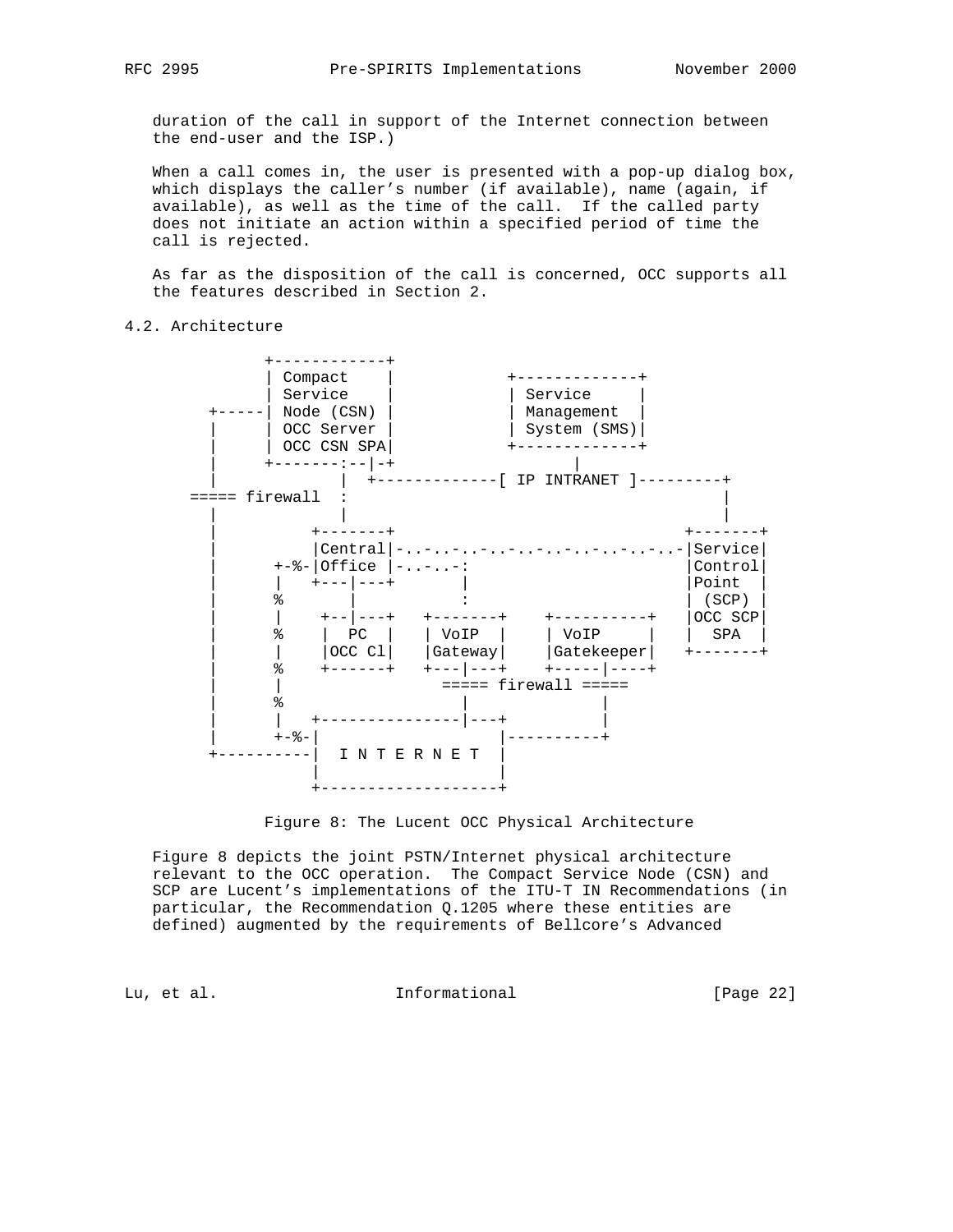duration of the call in support of the Internet connection between the end-user and the ISP.)

When a call comes in, the user is presented with a pop-up dialog box, which displays the caller's number (if available), name (again, if available), as well as the time of the call. If the called party does not initiate an action within a specified period of time the call is rejected.

As far as the disposition of the call is concerned, OCC supports all the features described in Section 2.

## 4.2. Architecture

```
              +------------+
              | Compact    |             +-------------+
              | Service    |             | Service     |
        +-----| Node (CSN) |             | Management  |
        |     | OCC Server |             | System (SMS)|
        |     | OCC CSN SPA|             +-------------+
        |     +-------:--|-+                   |
        |             |  +-------------[ IP INTRANET ]---------+
     ===== firewall   :                                        |
        |             |                                        |
        |          +-------+                               +-------+
        |          |Central|-..-..-..-..-..-..-..-..-..-..-|Service|
        |      +-%-|Office |-..-..-:                       |Control|
        |      |   +---|---+       |                       |Point  |
        |      %       |           :                       | (SCP) |
        |      |    +--|---+   +-------+    +----------+   |OCC SCP|
        |      %    |  PC  |   | VoIP  |    | VoIP     |   |  SPA  |
        |      |    |OCC Cl|   |Gateway|    |Gatekeeper|   +-------+
        |      %    +------+   +---|---+    +-----|----+
        |      |                  ===== firewall =====
        |      %                   |            |
        |      |   +---------------|---+        |
        |      +-%-|                   |----------+
        +----------|  I N T E R N E T  |
                   |                   |
                   +-------------------+
```

Figure 8: The Lucent OCC Physical Architecture

Figure 8 depicts the joint PSTN/Internet physical architecture relevant to the OCC operation. The Compact Service Node (CSN) and SCP are Lucent's implementations of the ITU-T IN Recommendations (in particular, the Recommendation Q.1205 where these entities are defined) augmented by the requirements of Bellcore's Advanced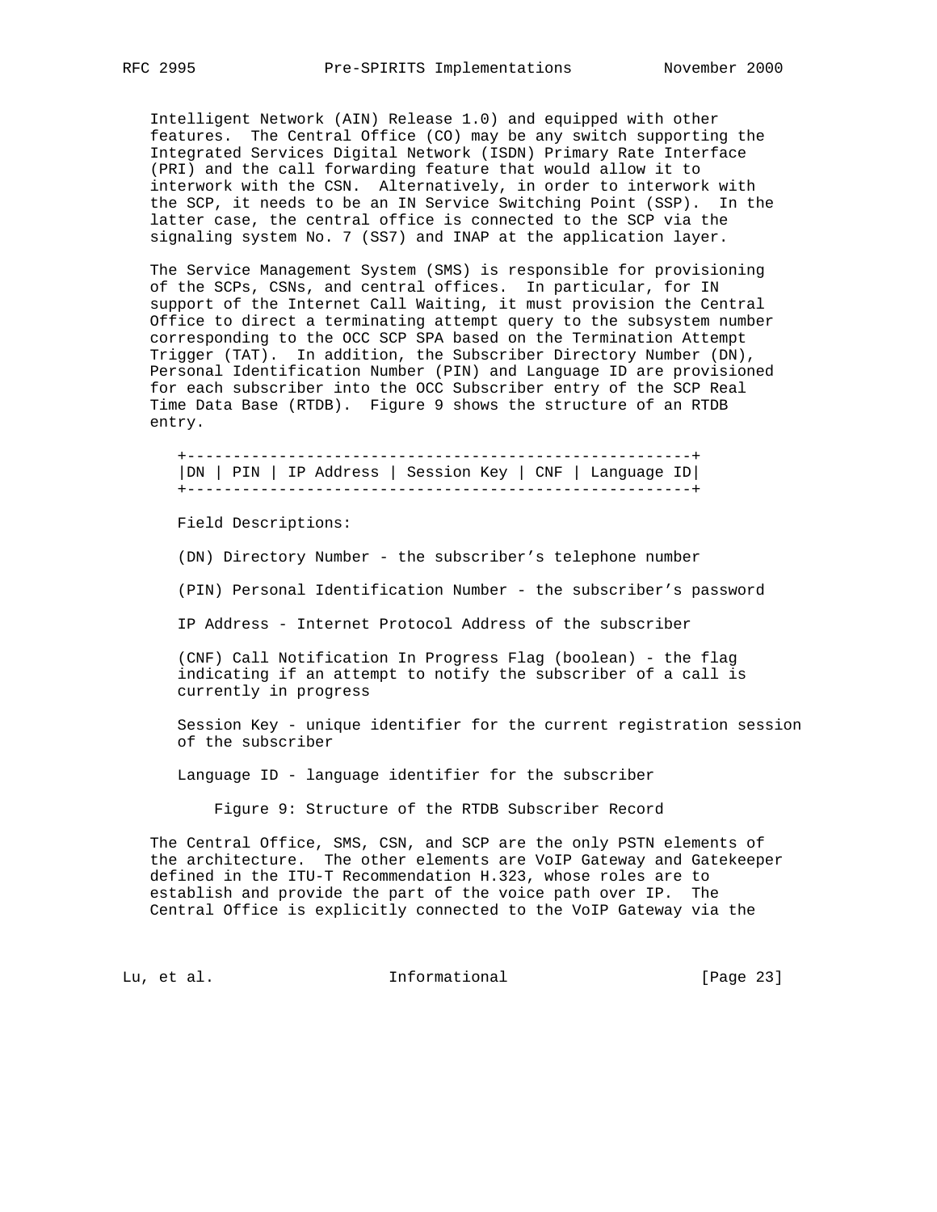Intelligent Network (AIN) Release 1.0) and equipped with other features. The Central Office (CO) may be any switch supporting the Integrated Services Digital Network (ISDN) Primary Rate Interface (PRI) and the call forwarding feature that would allow it to interwork with the CSN. Alternatively, in order to interwork with the SCP, it needs to be an IN Service Switching Point (SSP). In the latter case, the central office is connected to the SCP via the signaling system No. 7 (SS7) and INAP at the application layer.

The Service Management System (SMS) is responsible for provisioning of the SCPs, CSNs, and central offices. In particular, for IN support of the Internet Call Waiting, it must provision the Central Office to direct a terminating attempt query to the subsystem number corresponding to the OCC SCP SPA based on the Termination Attempt Trigger (TAT). In addition, the Subscriber Directory Number (DN), Personal Identification Number (PIN) and Language ID are provisioned for each subscriber into the OCC Subscriber entry of the SCP Real Time Data Base (RTDB). Figure 9 shows the structure of an RTDB entry.

```
+------------------------------------------------------+
|DN | PIN | IP Address | Session Key | CNF | Language ID|
+------------------------------------------------------+
```

Field Descriptions:

(DN) Directory Number - the subscriber’s telephone number

(PIN) Personal Identification Number - the subscriber’s password

IP Address - Internet Protocol Address of the subscriber

(CNF) Call Notification In Progress Flag (boolean) - the flag indicating if an attempt to notify the subscriber of a call is currently in progress

Session Key - unique identifier for the current registration session of the subscriber

Language ID - language identifier for the subscriber

Figure 9: Structure of the RTDB Subscriber Record

The Central Office, SMS, CSN, and SCP are the only PSTN elements of the architecture. The other elements are VoIP Gateway and Gatekeeper defined in the ITU-T Recommendation H.323, whose roles are to establish and provide the part of the voice path over IP. The Central Office is explicitly connected to the VoIP Gateway via the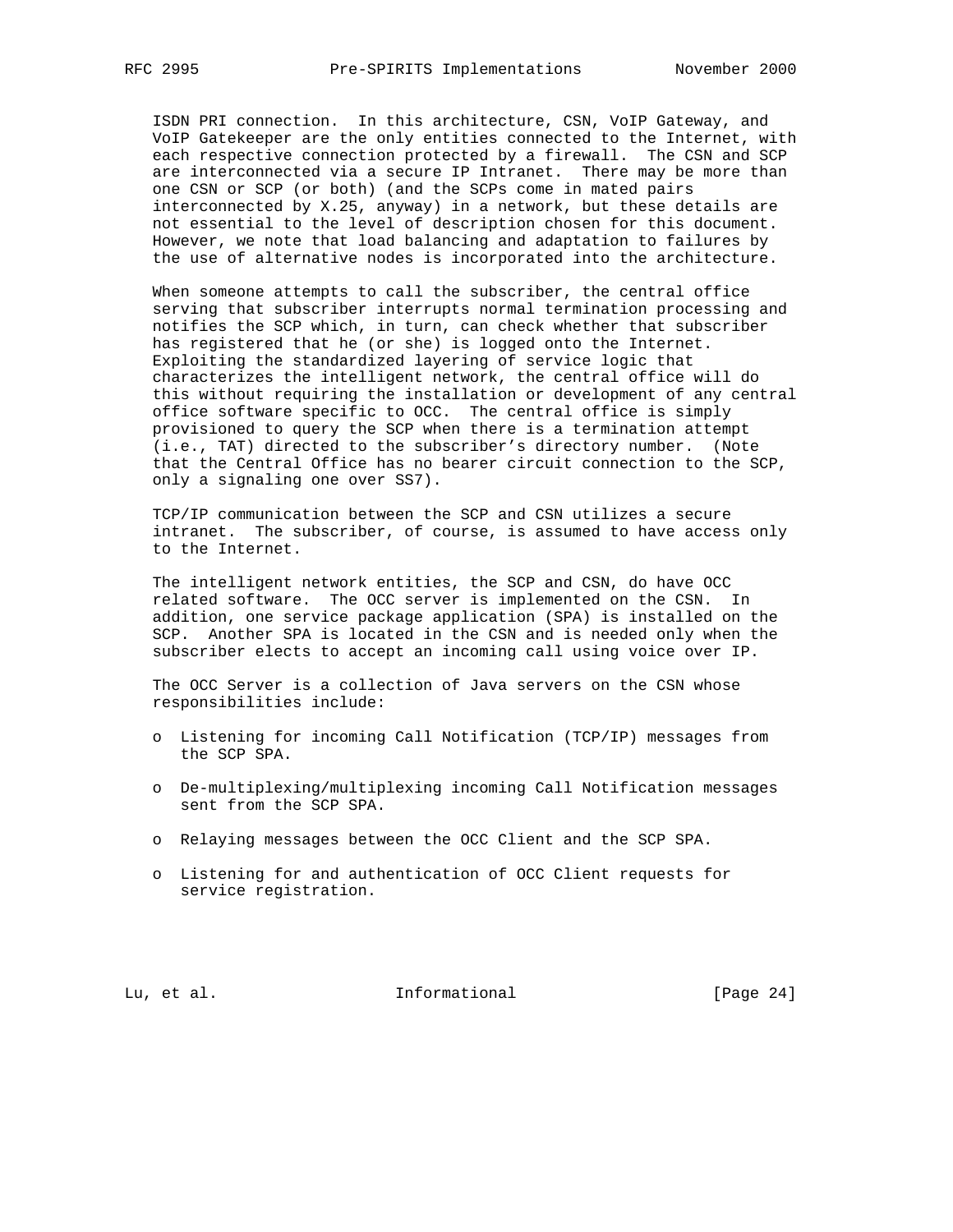ISDN PRI connection. In this architecture, CSN, VoIP Gateway, and VoIP Gatekeeper are the only entities connected to the Internet, with each respective connection protected by a firewall. The CSN and SCP are interconnected via a secure IP Intranet. There may be more than one CSN or SCP (or both) (and the SCPs come in mated pairs interconnected by X.25, anyway) in a network, but these details are not essential to the level of description chosen for this document. However, we note that load balancing and adaptation to failures by the use of alternative nodes is incorporated into the architecture.

When someone attempts to call the subscriber, the central office serving that subscriber interrupts normal termination processing and notifies the SCP which, in turn, can check whether that subscriber has registered that he (or she) is logged onto the Internet. Exploiting the standardized layering of service logic that characterizes the intelligent network, the central office will do this without requiring the installation or development of any central office software specific to OCC. The central office is simply provisioned to query the SCP when there is a termination attempt (i.e., TAT) directed to the subscriber's directory number. (Note that the Central Office has no bearer circuit connection to the SCP, only a signaling one over SS7).

TCP/IP communication between the SCP and CSN utilizes a secure intranet. The subscriber, of course, is assumed to have access only to the Internet.

The intelligent network entities, the SCP and CSN, do have OCC related software. The OCC server is implemented on the CSN. In addition, one service package application (SPA) is installed on the SCP. Another SPA is located in the CSN and is needed only when the subscriber elects to accept an incoming call using voice over IP.

The OCC Server is a collection of Java servers on the CSN whose responsibilities include:

- Listening for incoming Call Notification (TCP/IP) messages from the SCP SPA.
- De-multiplexing/multiplexing incoming Call Notification messages sent from the SCP SPA.
- Relaying messages between the OCC Client and the SCP SPA.
- Listening for and authentication of OCC Client requests for service registration.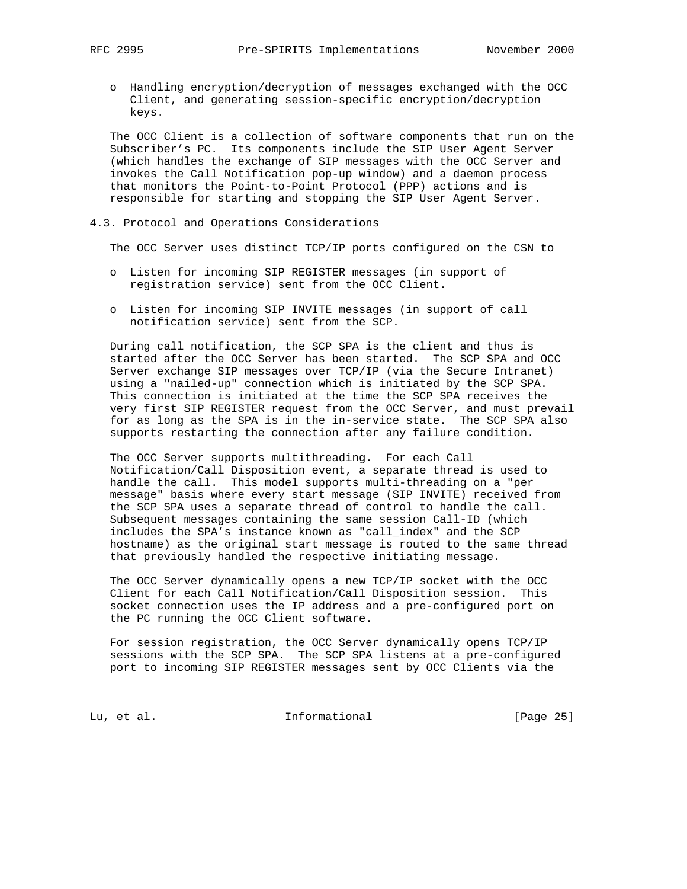- Handling encryption/decryption of messages exchanged with the OCC Client, and generating session-specific encryption/decryption keys.

The OCC Client is a collection of software components that run on the Subscriber’s PC. Its components include the SIP User Agent Server (which handles the exchange of SIP messages with the OCC Server and invokes the Call Notification pop-up window) and a daemon process that monitors the Point-to-Point Protocol (PPP) actions and is responsible for starting and stopping the SIP User Agent Server.

### 4.3. Protocol and Operations Considerations

The OCC Server uses distinct TCP/IP ports configured on the CSN to

- Listen for incoming SIP REGISTER messages (in support of registration service) sent from the OCC Client.
- Listen for incoming SIP INVITE messages (in support of call notification service) sent from the SCP.

During call notification, the SCP SPA is the client and thus is started after the OCC Server has been started. The SCP SPA and OCC Server exchange SIP messages over TCP/IP (via the Secure Intranet) using a "nailed-up" connection which is initiated by the SCP SPA. This connection is initiated at the time the SCP SPA receives the very first SIP REGISTER request from the OCC Server, and must prevail for as long as the SPA is in the in-service state. The SCP SPA also supports restarting the connection after any failure condition.

The OCC Server supports multithreading. For each Call Notification/Call Disposition event, a separate thread is used to handle the call. This model supports multi-threading on a "per message" basis where every start message (SIP INVITE) received from the SCP SPA uses a separate thread of control to handle the call. Subsequent messages containing the same session Call-ID (which includes the SPA’s instance known as "call_index" and the SCP hostname) as the original start message is routed to the same thread that previously handled the respective initiating message.

The OCC Server dynamically opens a new TCP/IP socket with the OCC Client for each Call Notification/Call Disposition session. This socket connection uses the IP address and a pre-configured port on the PC running the OCC Client software.

For session registration, the OCC Server dynamically opens TCP/IP sessions with the SCP SPA. The SCP SPA listens at a pre-configured port to incoming SIP REGISTER messages sent by OCC Clients via the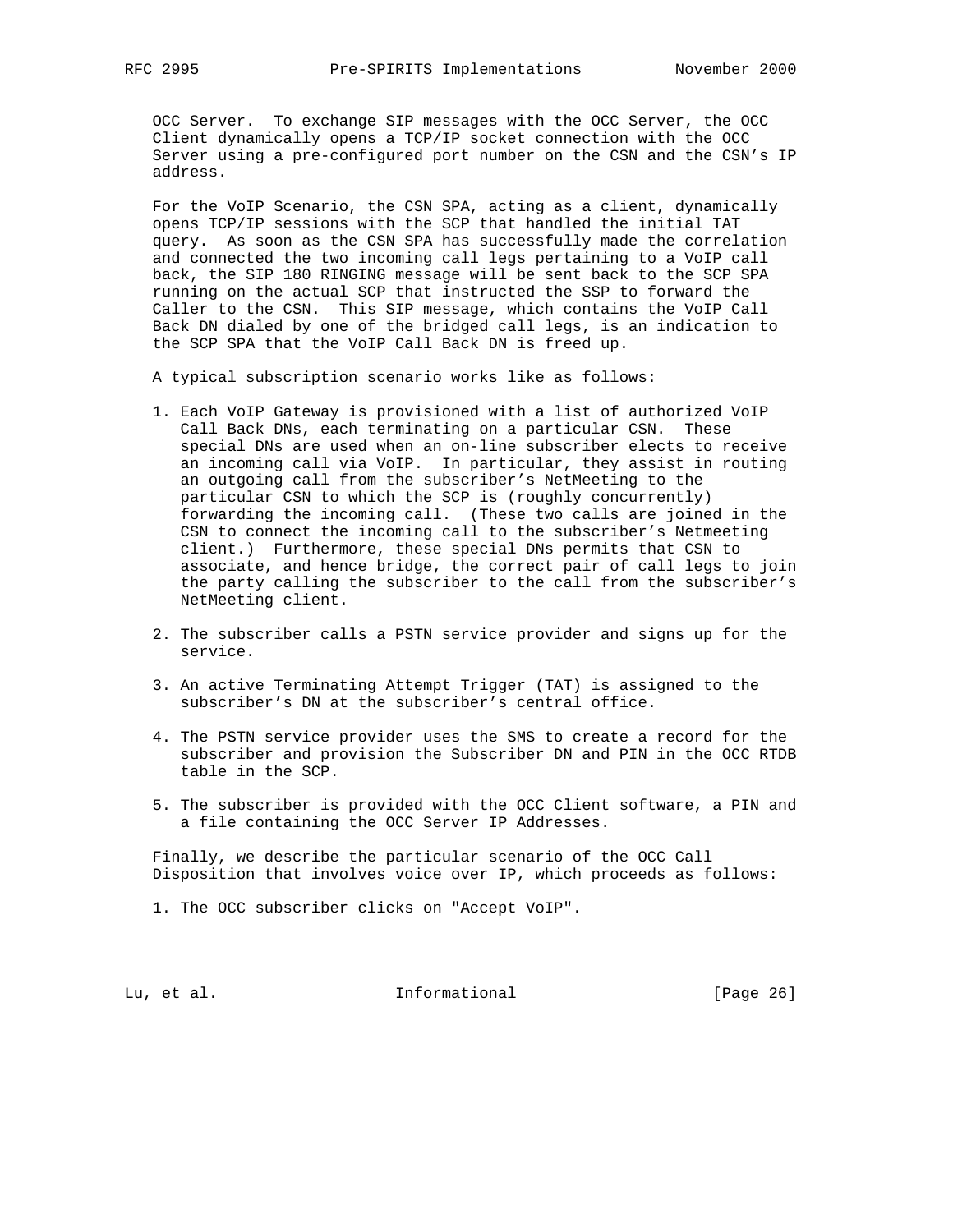OCC Server. To exchange SIP messages with the OCC Server, the OCC Client dynamically opens a TCP/IP socket connection with the OCC Server using a pre-configured port number on the CSN and the CSN's IP address.

For the VoIP Scenario, the CSN SPA, acting as a client, dynamically opens TCP/IP sessions with the SCP that handled the initial TAT query. As soon as the CSN SPA has successfully made the correlation and connected the two incoming call legs pertaining to a VoIP call back, the SIP 180 RINGING message will be sent back to the SCP SPA running on the actual SCP that instructed the SSP to forward the Caller to the CSN. This SIP message, which contains the VoIP Call Back DN dialed by one of the bridged call legs, is an indication to the SCP SPA that the VoIP Call Back DN is freed up.

A typical subscription scenario works like as follows:

1. Each VoIP Gateway is provisioned with a list of authorized VoIP Call Back DNs, each terminating on a particular CSN. These special DNs are used when an on-line subscriber elects to receive an incoming call via VoIP. In particular, they assist in routing an outgoing call from the subscriber's NetMeeting to the particular CSN to which the SCP is (roughly concurrently) forwarding the incoming call. (These two calls are joined in the CSN to connect the incoming call to the subscriber's Netmeeting client.) Furthermore, these special DNs permits that CSN to associate, and hence bridge, the correct pair of call legs to join the party calling the subscriber to the call from the subscriber's NetMeeting client.

2. The subscriber calls a PSTN service provider and signs up for the service.

3. An active Terminating Attempt Trigger (TAT) is assigned to the subscriber's DN at the subscriber's central office.

4. The PSTN service provider uses the SMS to create a record for the subscriber and provision the Subscriber DN and PIN in the OCC RTDB table in the SCP.

5. The subscriber is provided with the OCC Client software, a PIN and a file containing the OCC Server IP Addresses.

Finally, we describe the particular scenario of the OCC Call Disposition that involves voice over IP, which proceeds as follows:

1. The OCC subscriber clicks on "Accept VoIP".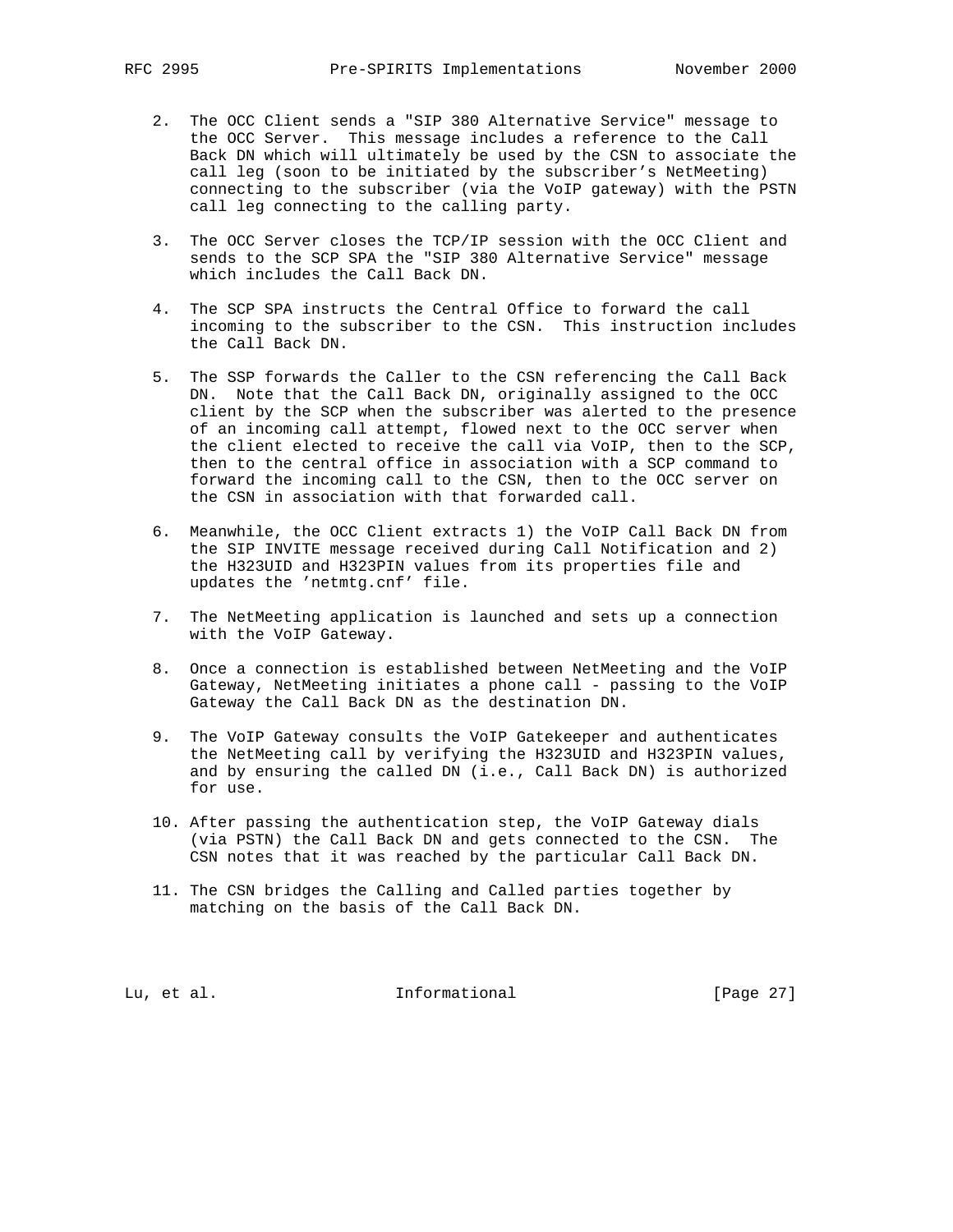2. The OCC Client sends a "SIP 380 Alternative Service" message to the OCC Server. This message includes a reference to the Call Back DN which will ultimately be used by the CSN to associate the call leg (soon to be initiated by the subscriber's NetMeeting) connecting to the subscriber (via the VoIP gateway) with the PSTN call leg connecting to the calling party.

3. The OCC Server closes the TCP/IP session with the OCC Client and sends to the SCP SPA the "SIP 380 Alternative Service" message which includes the Call Back DN.

4. The SCP SPA instructs the Central Office to forward the call incoming to the subscriber to the CSN. This instruction includes the Call Back DN.

5. The SSP forwards the Caller to the CSN referencing the Call Back DN. Note that the Call Back DN, originally assigned to the OCC client by the SCP when the subscriber was alerted to the presence of an incoming call attempt, flowed next to the OCC server when the client elected to receive the call via VoIP, then to the SCP, then to the central office in association with a SCP command to forward the incoming call to the CSN, then to the OCC server on the CSN in association with that forwarded call.

6. Meanwhile, the OCC Client extracts 1) the VoIP Call Back DN from the SIP INVITE message received during Call Notification and 2) the H323UID and H323PIN values from its properties file and updates the 'netmtg.cnf' file.

7. The NetMeeting application is launched and sets up a connection with the VoIP Gateway.

8. Once a connection is established between NetMeeting and the VoIP Gateway, NetMeeting initiates a phone call - passing to the VoIP Gateway the Call Back DN as the destination DN.

9. The VoIP Gateway consults the VoIP Gatekeeper and authenticates the NetMeeting call by verifying the H323UID and H323PIN values, and by ensuring the called DN (i.e., Call Back DN) is authorized for use.

10. After passing the authentication step, the VoIP Gateway dials (via PSTN) the Call Back DN and gets connected to the CSN. The CSN notes that it was reached by the particular Call Back DN.

11. The CSN bridges the Calling and Called parties together by matching on the basis of the Call Back DN.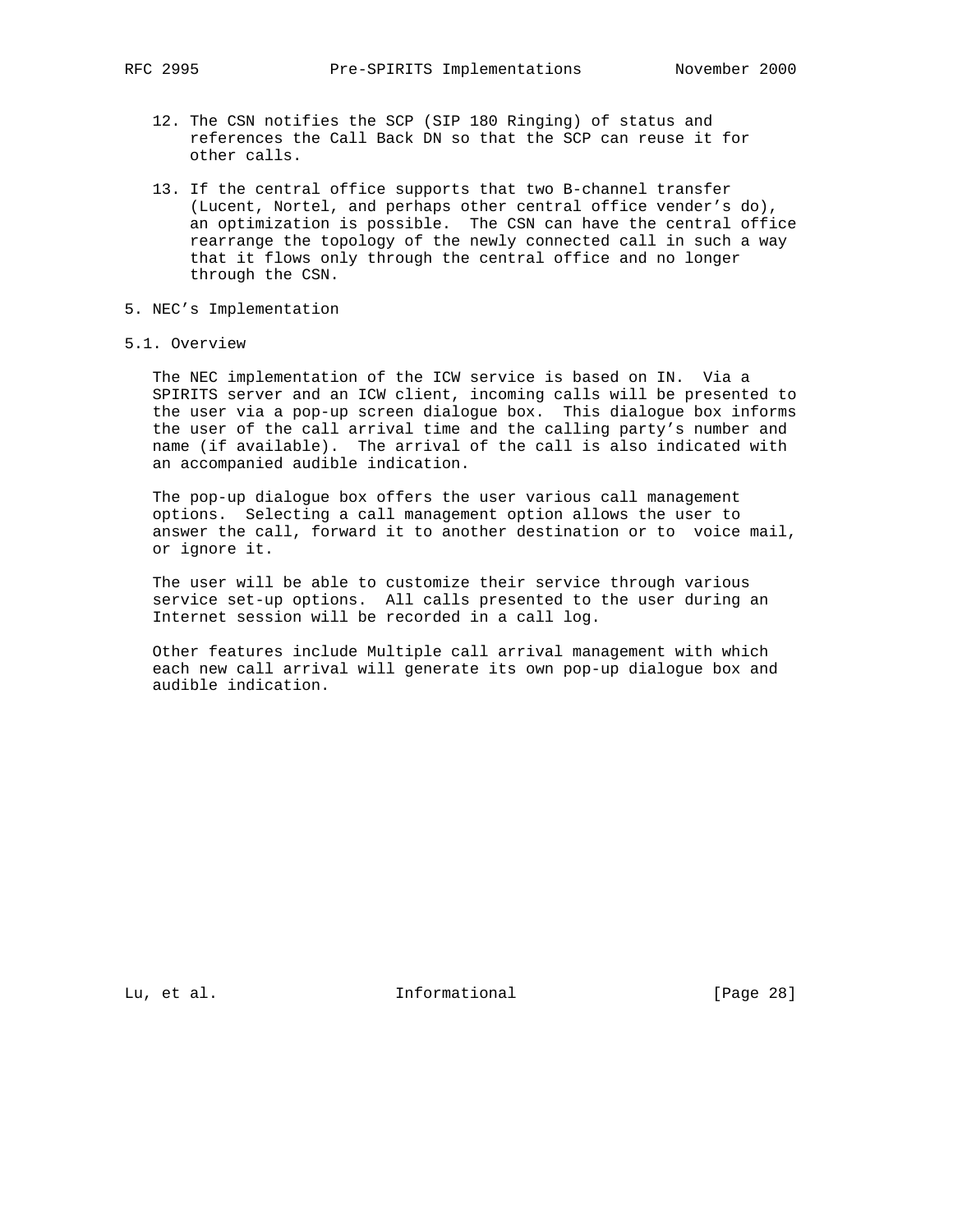12. The CSN notifies the SCP (SIP 180 Ringing) of status and references the Call Back DN so that the SCP can reuse it for other calls.

13. If the central office supports that two B-channel transfer (Lucent, Nortel, and perhaps other central office vender's do), an optimization is possible. The CSN can have the central office rearrange the topology of the newly connected call in such a way that it flows only through the central office and no longer through the CSN.

## 5. NEC's Implementation

### 5.1. Overview

The NEC implementation of the ICW service is based on IN. Via a SPIRITS server and an ICW client, incoming calls will be presented to the user via a pop-up screen dialogue box. This dialogue box informs the user of the call arrival time and the calling party's number and name (if available). The arrival of the call is also indicated with an accompanied audible indication.

The pop-up dialogue box offers the user various call management options. Selecting a call management option allows the user to answer the call, forward it to another destination or to voice mail, or ignore it.

The user will be able to customize their service through various service set-up options. All calls presented to the user during an Internet session will be recorded in a call log.

Other features include Multiple call arrival management with which each new call arrival will generate its own pop-up dialogue box and audible indication.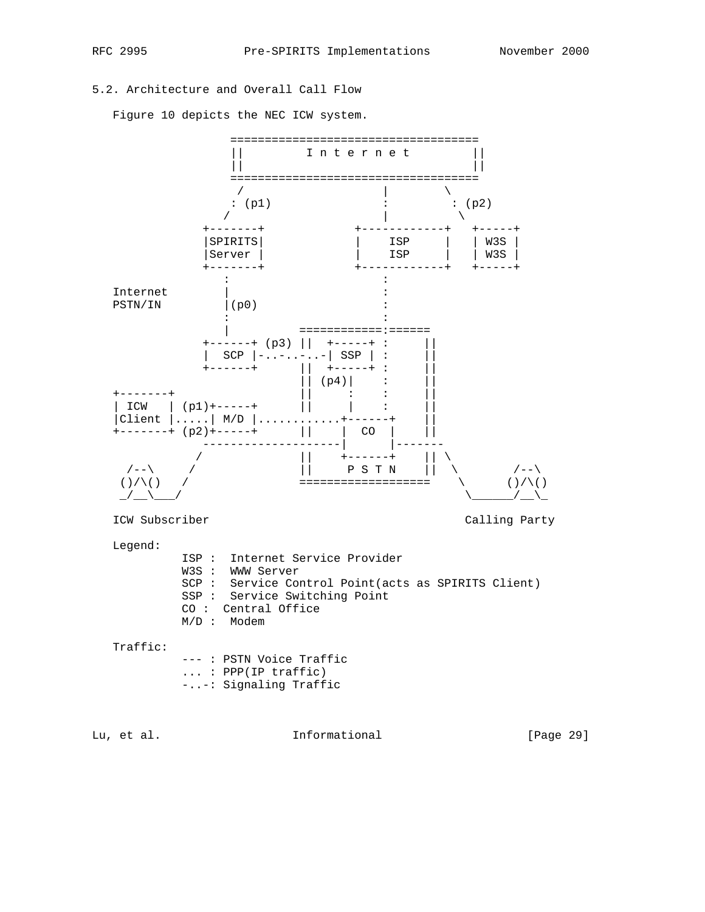### 5.2. Architecture and Overall Call Flow

Figure 10 depicts the NEC ICW system.

```
                  ====================================
                  ||         I n t e r n e t        ||
                  ||                                ||
                  ====================================
                   /                    |        \
                  : (p1)                :         : (p2)
                 /                      |          \
              +-------+             +------------+   +-----+
              |SPIRITS|             |    ISP     |   | W3S |
              |Server |             |    ISP     |   | W3S |
              +-------+             +------------+   +-----+
                 :                      :
   Internet      |                      :
   PSTN/IN       |(p0)                  :
                 :                      :
                 |          ============:======
              +------+ (p3) ||  +-----+ :     ||
              |  SCP |-..-..-..-| SSP | :     ||
              +------+      ||  +-----+ :     ||
                            || (p4)|    :     ||
   +-------+                ||     :    :     ||
   | ICW   | (p1)+-----+    ||     |    :     ||
   |Client |.....| M/D |............+------+    ||
   +-------+ (p2)+-----+    ||     |  CO  |    ||
              --------------------|       |-------
             /              ||     +------+    || \
     /--\    /              ||     P S T N     ||  \        /--\
    ()/\()  /               ===================     \      ()/\()
    _/__\___/                                        \______/__\_

   ICW Subscriber                                      Calling Party
```

Legend:

```
          ISP :  Internet Service Provider
          W3S :  WWW Server
          SCP :  Service Control Point(acts as SPIRITS Client)
          SSP :  Service Switching Point
          CO :  Central Office
          M/D :  Modem
```

Traffic:

```
          --- : PSTN Voice Traffic
          ... : PPP(IP traffic)
          -..-: Signaling Traffic
```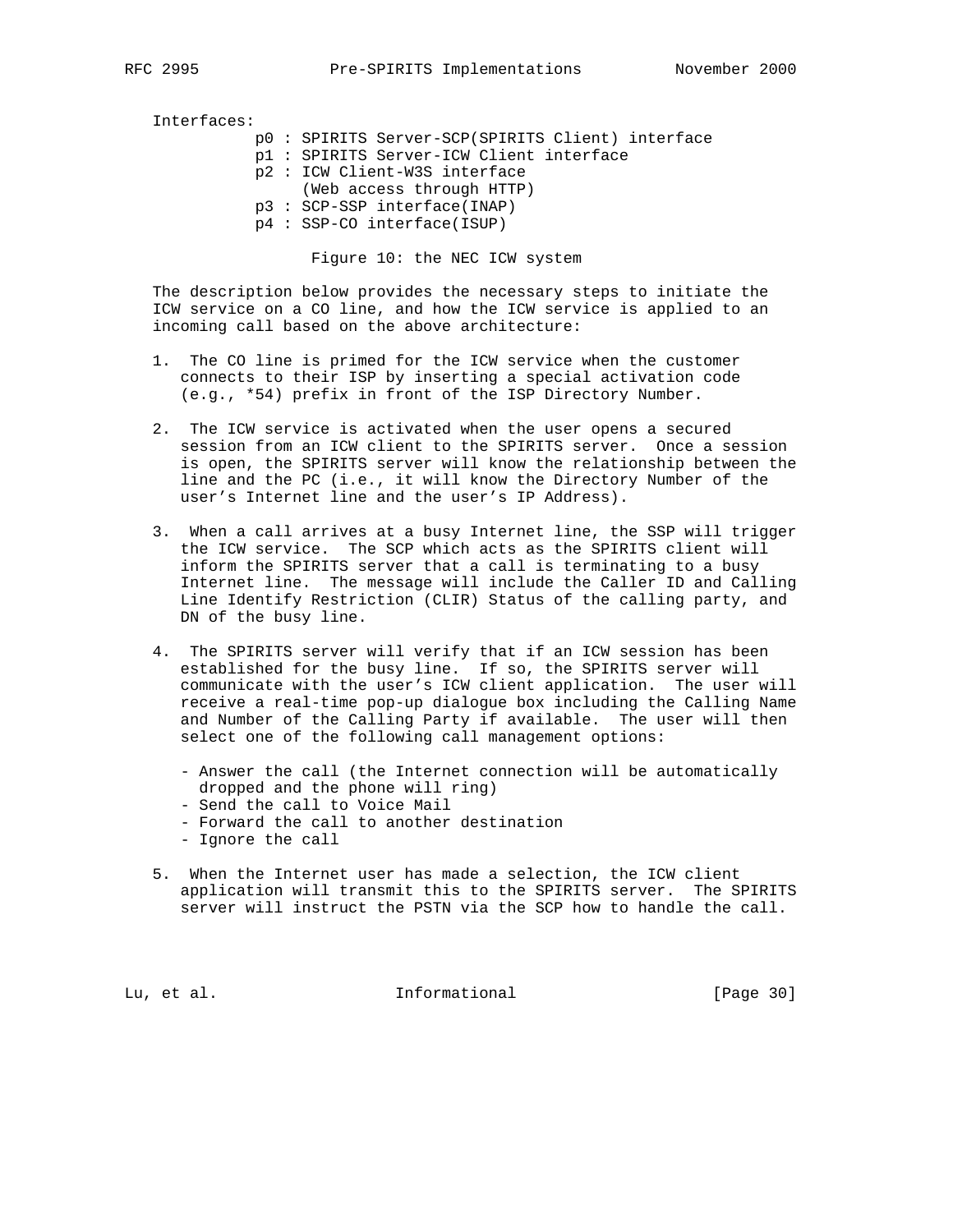Interfaces:

p0 : SPIRITS Server-SCP(SPIRITS Client) interface
p1 : SPIRITS Server-ICW Client interface
p2 : ICW Client-W3S interface
     (Web access through HTTP)
p3 : SCP-SSP interface(INAP)
p4 : SSP-CO interface(ISUP)

Figure 10: the NEC ICW system

The description below provides the necessary steps to initiate the ICW service on a CO line, and how the ICW service is applied to an incoming call based on the above architecture:

1. The CO line is primed for the ICW service when the customer connects to their ISP by inserting a special activation code (e.g., *54) prefix in front of the ISP Directory Number.

2. The ICW service is activated when the user opens a secured session from an ICW client to the SPIRITS server. Once a session is open, the SPIRITS server will know the relationship between the line and the PC (i.e., it will know the Directory Number of the user's Internet line and the user's IP Address).

3. When a call arrives at a busy Internet line, the SSP will trigger the ICW service. The SCP which acts as the SPIRITS client will inform the SPIRITS server that a call is terminating to a busy Internet line. The message will include the Caller ID and Calling Line Identify Restriction (CLIR) Status of the calling party, and DN of the busy line.

4. The SPIRITS server will verify that if an ICW session has been established for the busy line. If so, the SPIRITS server will communicate with the user's ICW client application. The user will receive a real-time pop-up dialogue box including the Calling Name and Number of the Calling Party if available. The user will then select one of the following call management options:

   - Answer the call (the Internet connection will be automatically dropped and the phone will ring)
   - Send the call to Voice Mail
   - Forward the call to another destination
   - Ignore the call

5. When the Internet user has made a selection, the ICW client application will transmit this to the SPIRITS server. The SPIRITS server will instruct the PSTN via the SCP how to handle the call.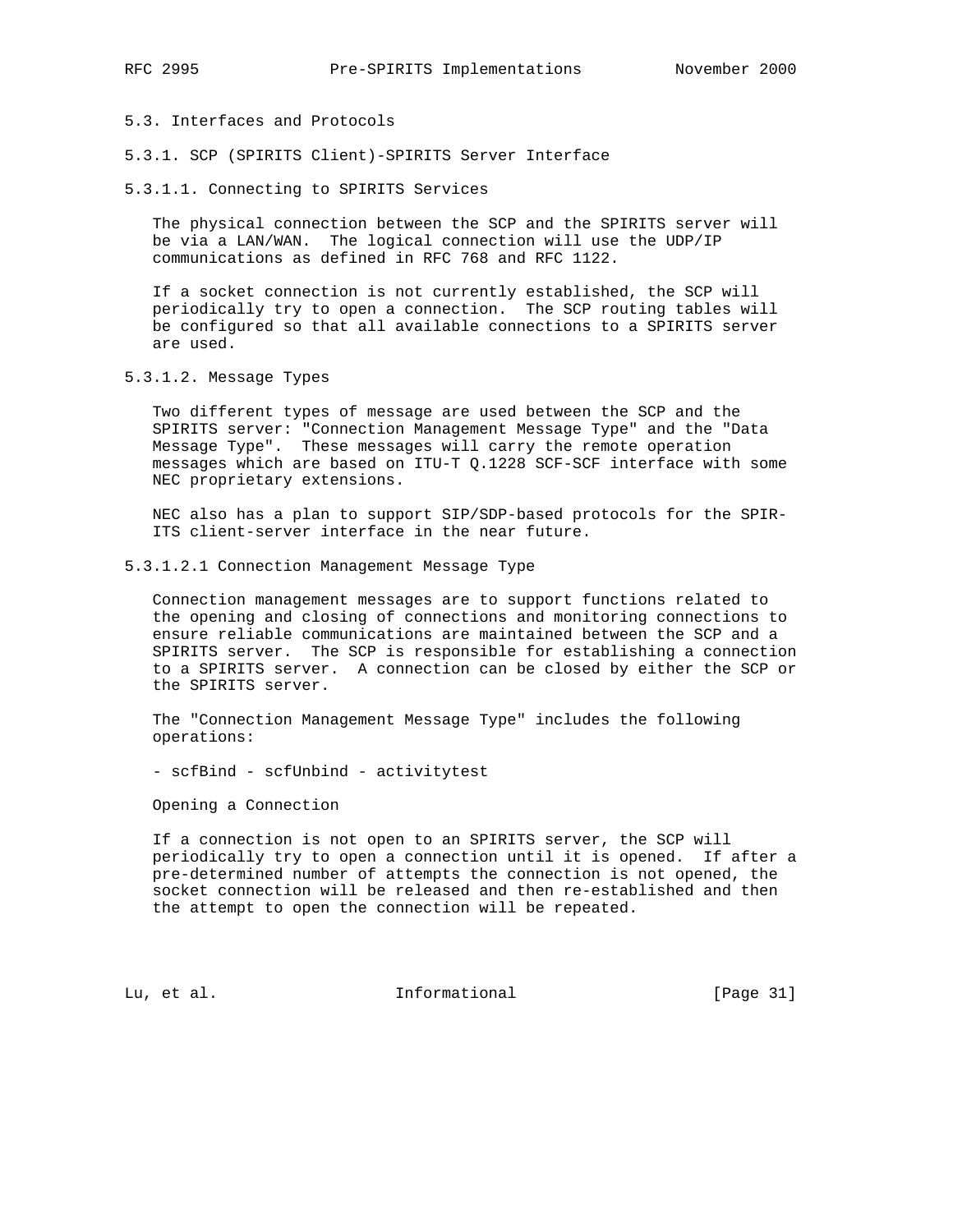### 5.3. Interfaces and Protocols

#### 5.3.1. SCP (SPIRITS Client)-SPIRITS Server Interface

##### 5.3.1.1. Connecting to SPIRITS Services

The physical connection between the SCP and the SPIRITS server will be via a LAN/WAN. The logical connection will use the UDP/IP communications as defined in RFC 768 and RFC 1122.

If a socket connection is not currently established, the SCP will periodically try to open a connection. The SCP routing tables will be configured so that all available connections to a SPIRITS server are used.

##### 5.3.1.2. Message Types

Two different types of message are used between the SCP and the SPIRITS server: "Connection Management Message Type" and the "Data Message Type". These messages will carry the remote operation messages which are based on ITU-T Q.1228 SCF-SCF interface with some NEC proprietary extensions.

NEC also has a plan to support SIP/SDP-based protocols for the SPIRITS client-server interface in the near future.

###### 5.3.1.2.1 Connection Management Message Type

Connection management messages are to support functions related to the opening and closing of connections and monitoring connections to ensure reliable communications are maintained between the SCP and a SPIRITS server. The SCP is responsible for establishing a connection to a SPIRITS server. A connection can be closed by either the SCP or the SPIRITS server.

The "Connection Management Message Type" includes the following operations:

- scfBind - scfUnbind - activitytest

Opening a Connection

If a connection is not open to an SPIRITS server, the SCP will periodically try to open a connection until it is opened. If after a pre-determined number of attempts the connection is not opened, the socket connection will be released and then re-established and then the attempt to open the connection will be repeated.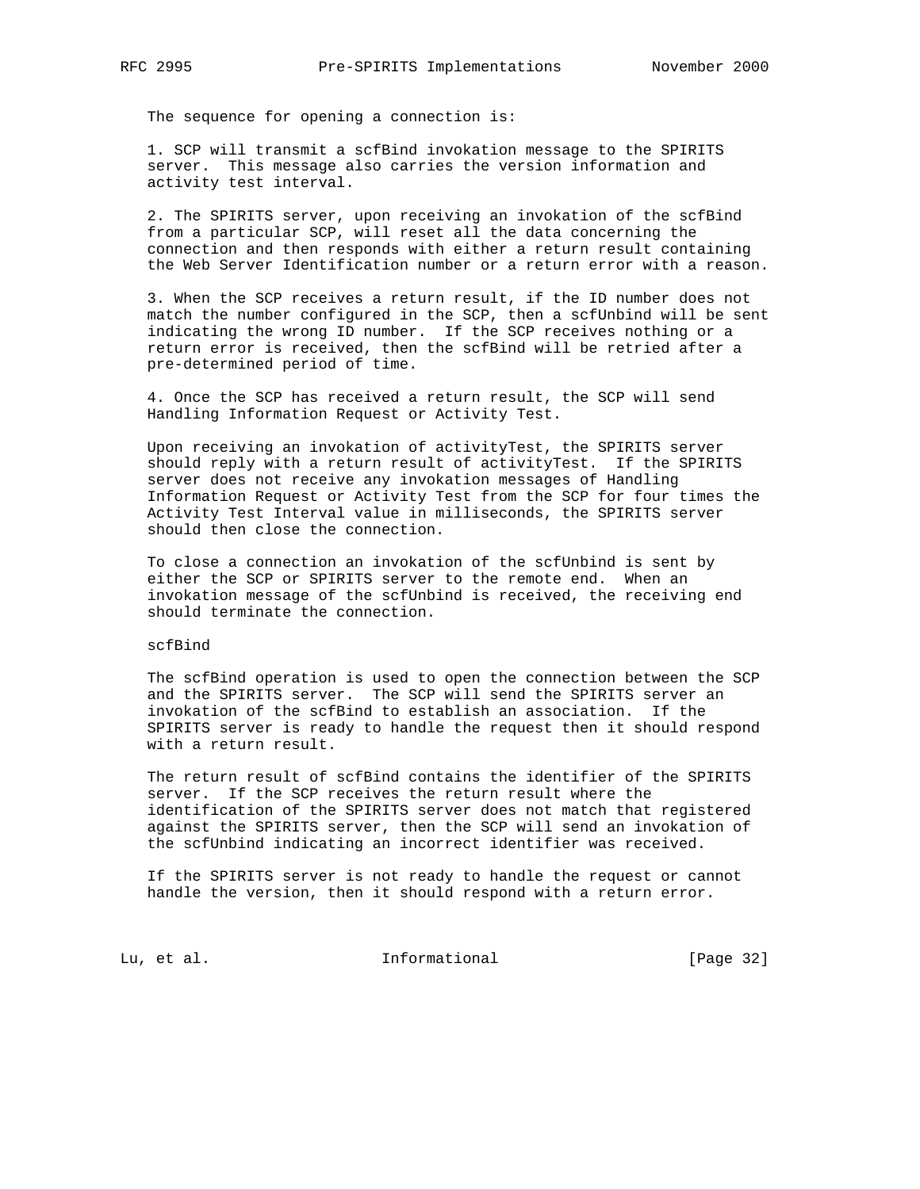The sequence for opening a connection is:

1. SCP will transmit a scfBind invokation message to the SPIRITS server. This message also carries the version information and activity test interval.

2. The SPIRITS server, upon receiving an invokation of the scfBind from a particular SCP, will reset all the data concerning the connection and then responds with either a return result containing the Web Server Identification number or a return error with a reason.

3. When the SCP receives a return result, if the ID number does not match the number configured in the SCP, then a scfUnbind will be sent indicating the wrong ID number. If the SCP receives nothing or a return error is received, then the scfBind will be retried after a pre-determined period of time.

4. Once the SCP has received a return result, the SCP will send Handling Information Request or Activity Test.

Upon receiving an invokation of activityTest, the SPIRITS server should reply with a return result of activityTest. If the SPIRITS server does not receive any invokation messages of Handling Information Request or Activity Test from the SCP for four times the Activity Test Interval value in milliseconds, the SPIRITS server should then close the connection.

To close a connection an invokation of the scfUnbind is sent by either the SCP or SPIRITS server to the remote end. When an invokation message of the scfUnbind is received, the receiving end should terminate the connection.

scfBind

The scfBind operation is used to open the connection between the SCP and the SPIRITS server. The SCP will send the SPIRITS server an invokation of the scfBind to establish an association. If the SPIRITS server is ready to handle the request then it should respond with a return result.

The return result of scfBind contains the identifier of the SPIRITS server. If the SCP receives the return result where the identification of the SPIRITS server does not match that registered against the SPIRITS server, then the SCP will send an invokation of the scfUnbind indicating an incorrect identifier was received.

If the SPIRITS server is not ready to handle the request or cannot handle the version, then it should respond with a return error.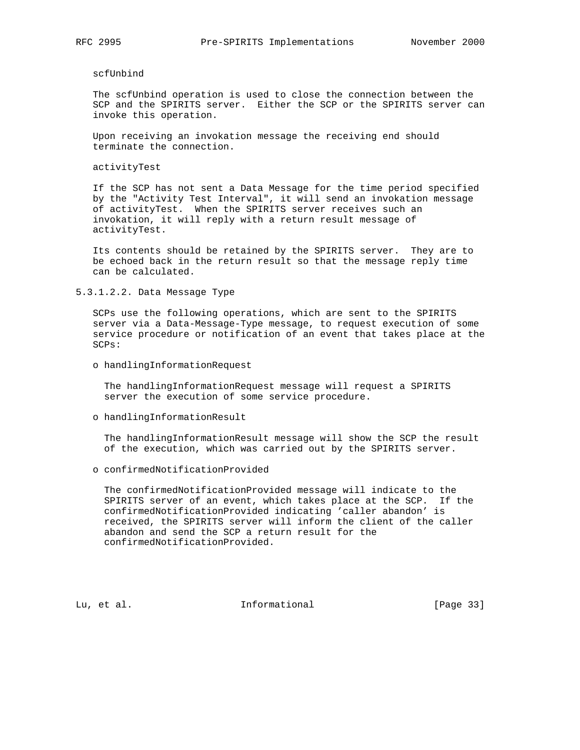scfUnbind

The scfUnbind operation is used to close the connection between the SCP and the SPIRITS server. Either the SCP or the SPIRITS server can invoke this operation.

Upon receiving an invokation message the receiving end should terminate the connection.

activityTest

If the SCP has not sent a Data Message for the time period specified by the "Activity Test Interval", it will send an invokation message of activityTest. When the SPIRITS server receives such an invokation, it will reply with a return result message of activityTest.

Its contents should be retained by the SPIRITS server. They are to be echoed back in the return result so that the message reply time can be calculated.

#### 5.3.1.2.2. Data Message Type

SCPs use the following operations, which are sent to the SPIRITS server via a Data-Message-Type message, to request execution of some service procedure or notification of an event that takes place at the SCPs:

- handlingInformationRequest

  The handlingInformationRequest message will request a SPIRITS server the execution of some service procedure.

- handlingInformationResult

  The handlingInformationResult message will show the SCP the result of the execution, which was carried out by the SPIRITS server.

- confirmedNotificationProvided

  The confirmedNotificationProvided message will indicate to the SPIRITS server of an event, which takes place at the SCP. If the confirmedNotificationProvided indicating 'caller abandon' is received, the SPIRITS server will inform the client of the caller abandon and send the SCP a return result for the confirmedNotificationProvided.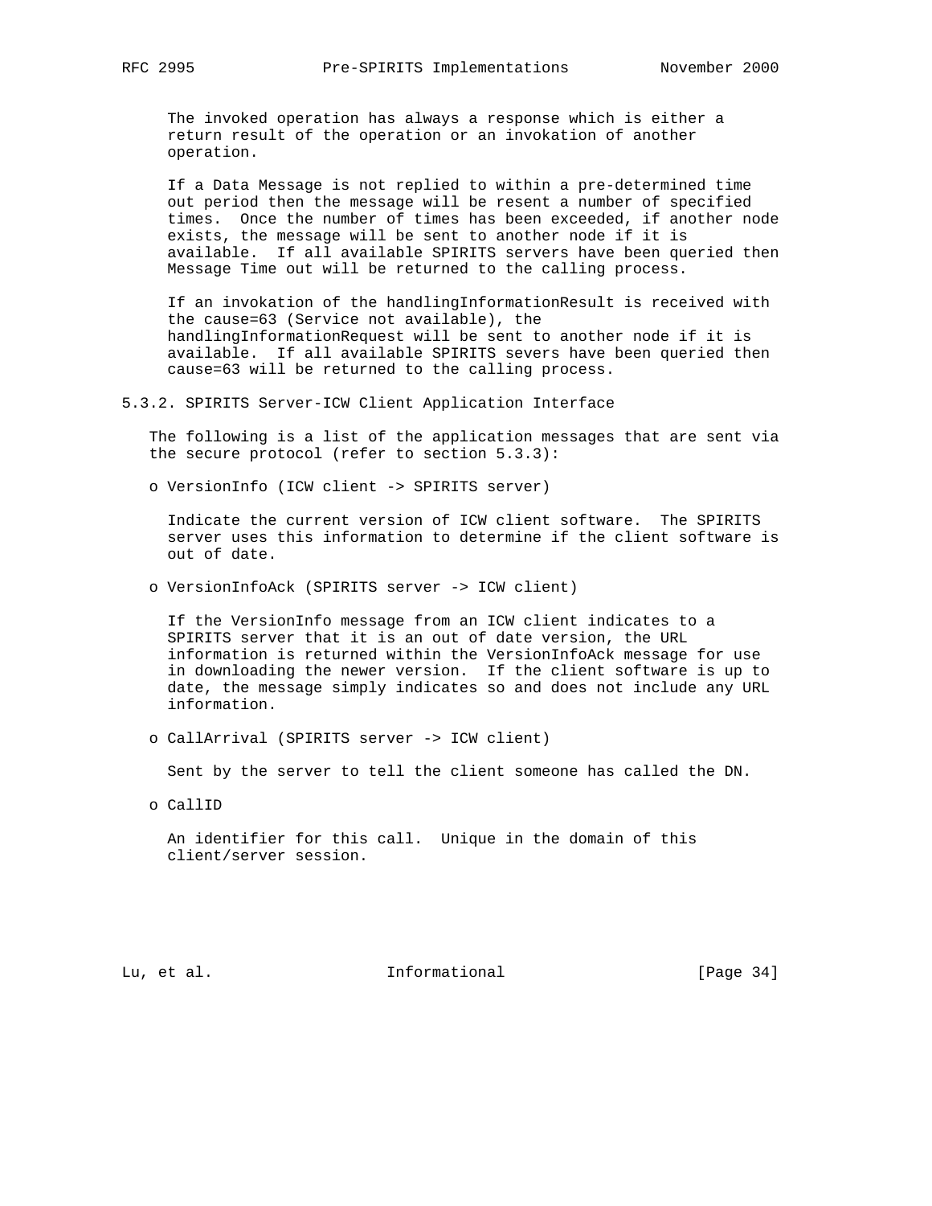The invoked operation has always a response which is either a return result of the operation or an invokation of another operation.

If a Data Message is not replied to within a pre-determined time out period then the message will be resent a number of specified times. Once the number of times has been exceeded, if another node exists, the message will be sent to another node if it is available. If all available SPIRITS servers have been queried then Message Time out will be returned to the calling process.

If an invokation of the handlingInformationResult is received with the cause=63 (Service not available), the handlingInformationRequest will be sent to another node if it is available. If all available SPIRITS severs have been queried then cause=63 will be returned to the calling process.

### 5.3.2. SPIRITS Server-ICW Client Application Interface

The following is a list of the application messages that are sent via the secure protocol (refer to section 5.3.3):

- VersionInfo (ICW client -> SPIRITS server)

  Indicate the current version of ICW client software. The SPIRITS server uses this information to determine if the client software is out of date.

- VersionInfoAck (SPIRITS server -> ICW client)

  If the VersionInfo message from an ICW client indicates to a SPIRITS server that it is an out of date version, the URL information is returned within the VersionInfoAck message for use in downloading the newer version. If the client software is up to date, the message simply indicates so and does not include any URL information.

- CallArrival (SPIRITS server -> ICW client)

  Sent by the server to tell the client someone has called the DN.

- CallID

  An identifier for this call. Unique in the domain of this client/server session.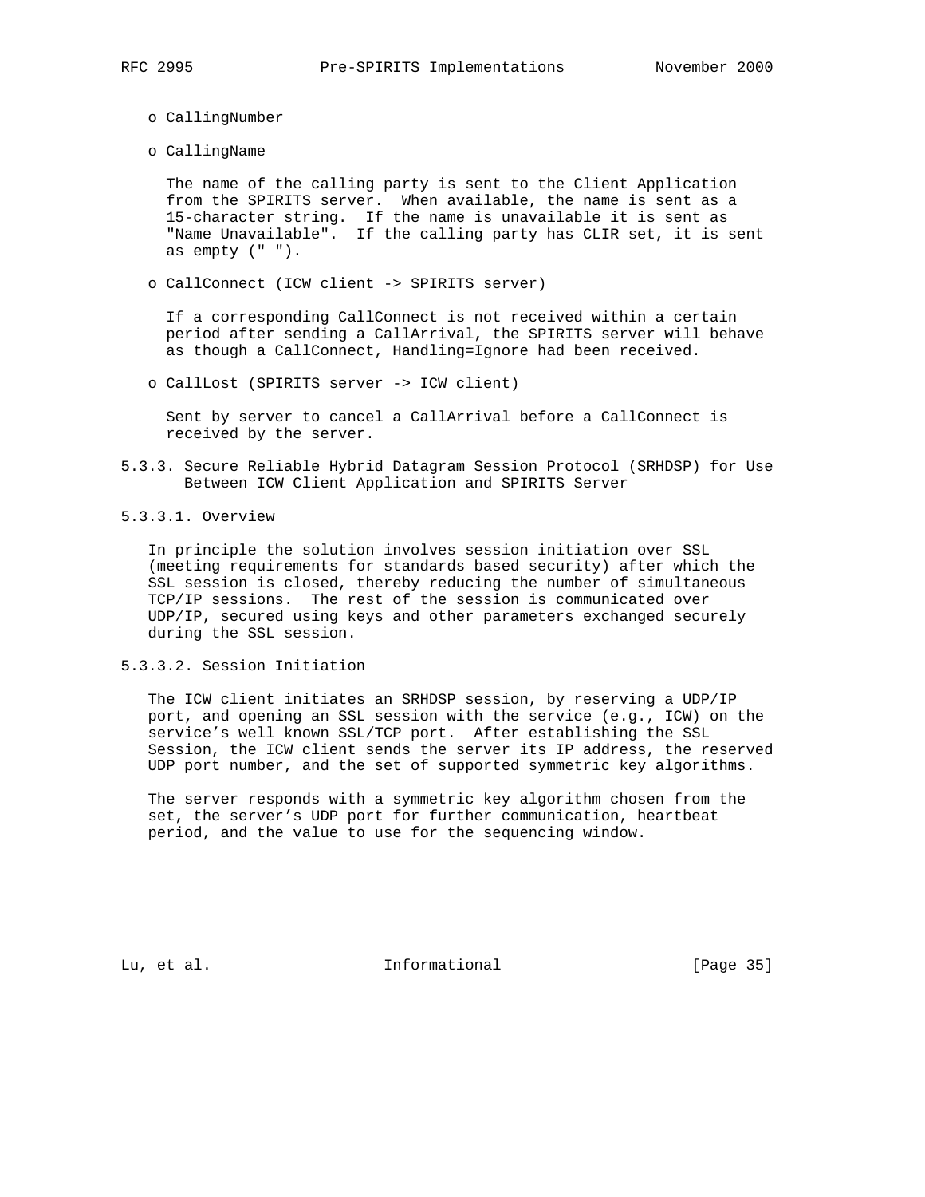- CallingNumber

- CallingName

  The name of the calling party is sent to the Client Application from the SPIRITS server. When available, the name is sent as a 15-character string. If the name is unavailable it is sent as "Name Unavailable". If the calling party has CLIR set, it is sent as empty (" ").

- CallConnect (ICW client -> SPIRITS server)

  If a corresponding CallConnect is not received within a certain period after sending a CallArrival, the SPIRITS server will behave as though a CallConnect, Handling=Ignore had been received.

- CallLost (SPIRITS server -> ICW client)

  Sent by server to cancel a CallArrival before a CallConnect is received by the server.

### 5.3.3. Secure Reliable Hybrid Datagram Session Protocol (SRHDSP) for Use Between ICW Client Application and SPIRITS Server

#### 5.3.3.1. Overview

In principle the solution involves session initiation over SSL (meeting requirements for standards based security) after which the SSL session is closed, thereby reducing the number of simultaneous TCP/IP sessions. The rest of the session is communicated over UDP/IP, secured using keys and other parameters exchanged securely during the SSL session.

#### 5.3.3.2. Session Initiation

The ICW client initiates an SRHDSP session, by reserving a UDP/IP port, and opening an SSL session with the service (e.g., ICW) on the service's well known SSL/TCP port. After establishing the SSL Session, the ICW client sends the server its IP address, the reserved UDP port number, and the set of supported symmetric key algorithms.

The server responds with a symmetric key algorithm chosen from the set, the server's UDP port for further communication, heartbeat period, and the value to use for the sequencing window.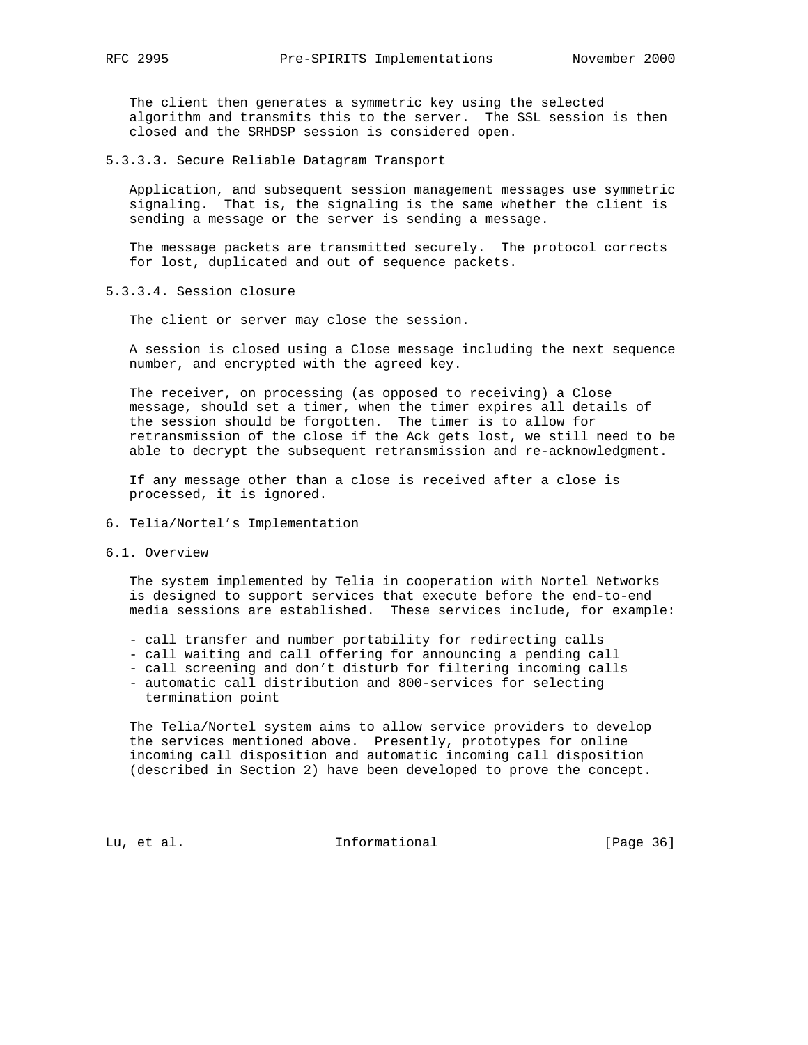The client then generates a symmetric key using the selected algorithm and transmits this to the server. The SSL session is then closed and the SRHDSP session is considered open.

#### 5.3.3.3. Secure Reliable Datagram Transport

Application, and subsequent session management messages use symmetric signaling. That is, the signaling is the same whether the client is sending a message or the server is sending a message.

The message packets are transmitted securely. The protocol corrects for lost, duplicated and out of sequence packets.

#### 5.3.3.4. Session closure

The client or server may close the session.

A session is closed using a Close message including the next sequence number, and encrypted with the agreed key.

The receiver, on processing (as opposed to receiving) a Close message, should set a timer, when the timer expires all details of the session should be forgotten. The timer is to allow for retransmission of the close if the Ack gets lost, we still need to be able to decrypt the subsequent retransmission and re-acknowledgment.

If any message other than a close is received after a close is processed, it is ignored.

## 6. Telia/Nortel's Implementation

### 6.1. Overview

The system implemented by Telia in cooperation with Nortel Networks is designed to support services that execute before the end-to-end media sessions are established. These services include, for example:

- call transfer and number portability for redirecting calls
- call waiting and call offering for announcing a pending call
- call screening and don't disturb for filtering incoming calls
- automatic call distribution and 800-services for selecting termination point

The Telia/Nortel system aims to allow service providers to develop the services mentioned above. Presently, prototypes for online incoming call disposition and automatic incoming call disposition (described in Section 2) have been developed to prove the concept.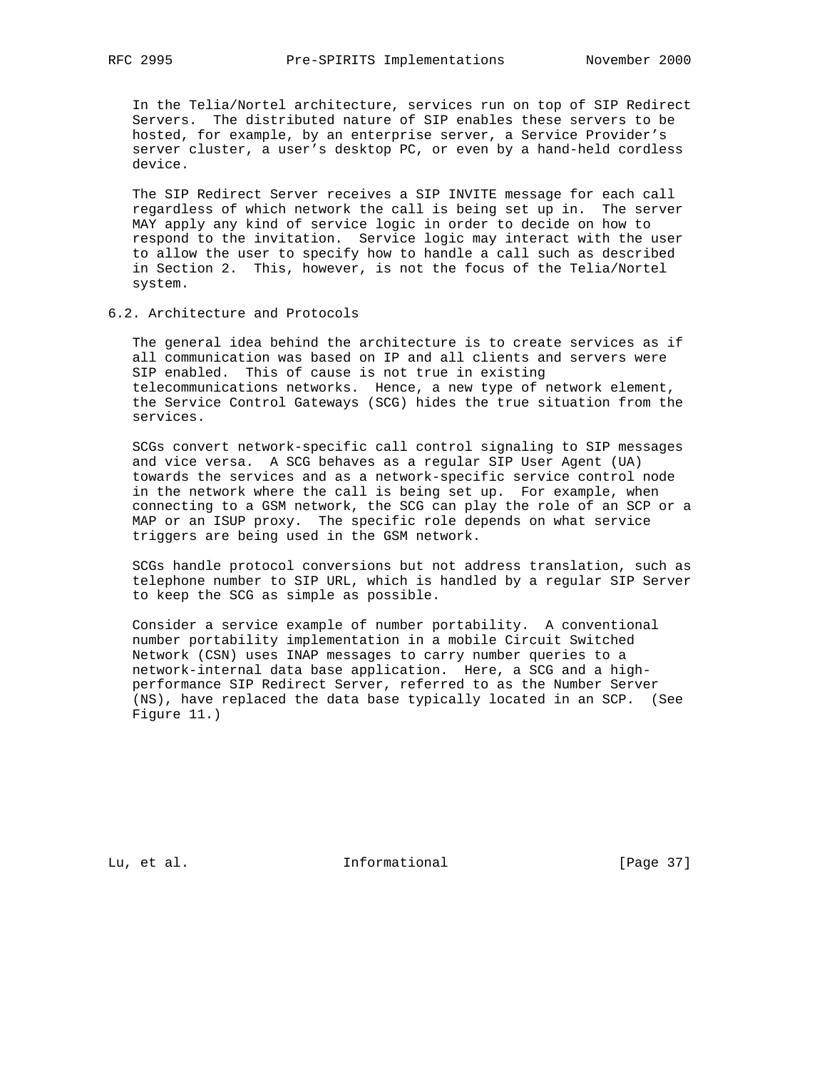In the Telia/Nortel architecture, services run on top of SIP Redirect Servers. The distributed nature of SIP enables these servers to be hosted, for example, by an enterprise server, a Service Provider's server cluster, a user's desktop PC, or even by a hand-held cordless device.

The SIP Redirect Server receives a SIP INVITE message for each call regardless of which network the call is being set up in. The server MAY apply any kind of service logic in order to decide on how to respond to the invitation. Service logic may interact with the user to allow the user to specify how to handle a call such as described in Section 2. This, however, is not the focus of the Telia/Nortel system.

## 6.2. Architecture and Protocols

The general idea behind the architecture is to create services as if all communication was based on IP and all clients and servers were SIP enabled. This of cause is not true in existing telecommunications networks. Hence, a new type of network element, the Service Control Gateways (SCG) hides the true situation from the services.

SCGs convert network-specific call control signaling to SIP messages and vice versa. A SCG behaves as a regular SIP User Agent (UA) towards the services and as a network-specific service control node in the network where the call is being set up. For example, when connecting to a GSM network, the SCG can play the role of an SCP or a MAP or an ISUP proxy. The specific role depends on what service triggers are being used in the GSM network.

SCGs handle protocol conversions but not address translation, such as telephone number to SIP URL, which is handled by a regular SIP Server to keep the SCG as simple as possible.

Consider a service example of number portability. A conventional number portability implementation in a mobile Circuit Switched Network (CSN) uses INAP messages to carry number queries to a network-internal data base application. Here, a SCG and a high-performance SIP Redirect Server, referred to as the Number Server (NS), have replaced the data base typically located in an SCP. (See Figure 11.)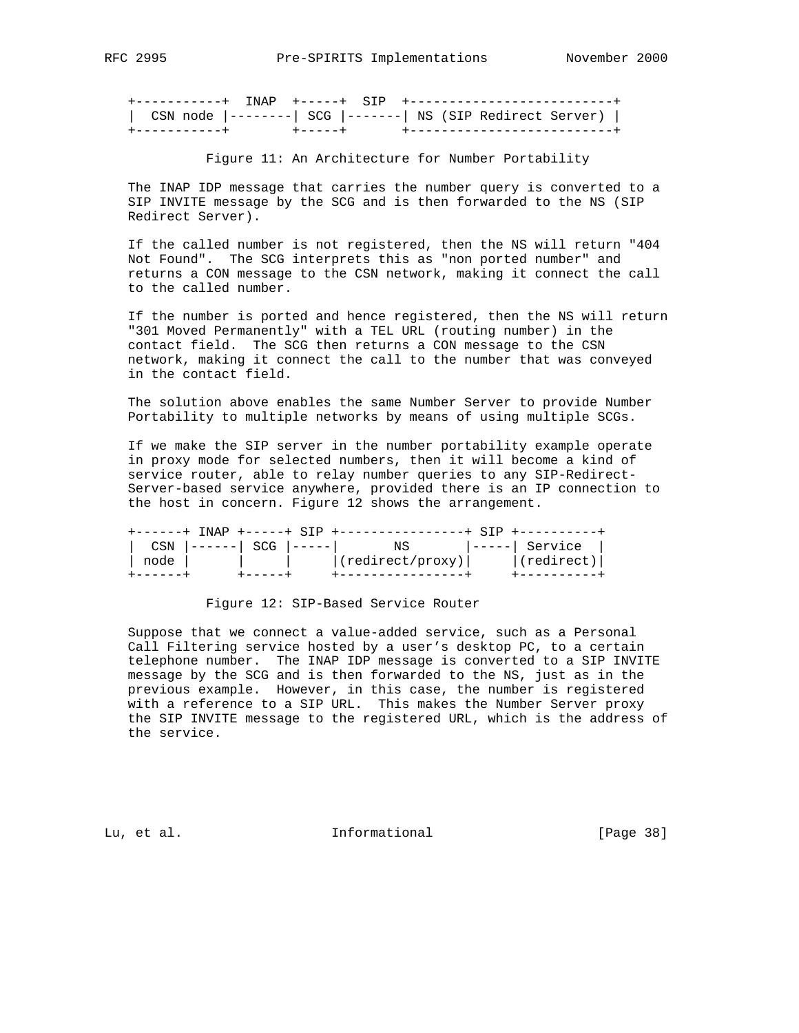```
+-----------+  INAP  +-----+  SIP  +--------------------------+
|  CSN node |--------| SCG |-------| NS (SIP Redirect Server) |
+-----------+        +-----+       +--------------------------+
```

Figure 11: An Architecture for Number Portability

The INAP IDP message that carries the number query is converted to a SIP INVITE message by the SCG and is then forwarded to the NS (SIP Redirect Server).

If the called number is not registered, then the NS will return "404 Not Found". The SCG interprets this as "non ported number" and returns a CON message to the CSN network, making it connect the call to the called number.

If the number is ported and hence registered, then the NS will return "301 Moved Permanently" with a TEL URL (routing number) in the contact field. The SCG then returns a CON message to the CSN network, making it connect the call to the number that was conveyed in the contact field.

The solution above enables the same Number Server to provide Number Portability to multiple networks by means of using multiple SCGs.

If we make the SIP server in the number portability example operate in proxy mode for selected numbers, then it will become a kind of service router, able to relay number queries to any SIP-Redirect-Server-based service anywhere, provided there is an IP connection to the host in concern. Figure 12 shows the arrangement.

```
+------+ INAP +-----+ SIP +----------------+ SIP +----------+
|  CSN |------| SCG |-----|       NS       |-----| Service  |
| node |      |     |     |(redirect/proxy)|     |(redirect)|
+------+      +-----+     +----------------+     +----------+
```

Figure 12: SIP-Based Service Router

Suppose that we connect a value-added service, such as a Personal Call Filtering service hosted by a user's desktop PC, to a certain telephone number. The INAP IDP message is converted to a SIP INVITE message by the SCG and is then forwarded to the NS, just as in the previous example. However, in this case, the number is registered with a reference to a SIP URL. This makes the Number Server proxy the SIP INVITE message to the registered URL, which is the address of the service.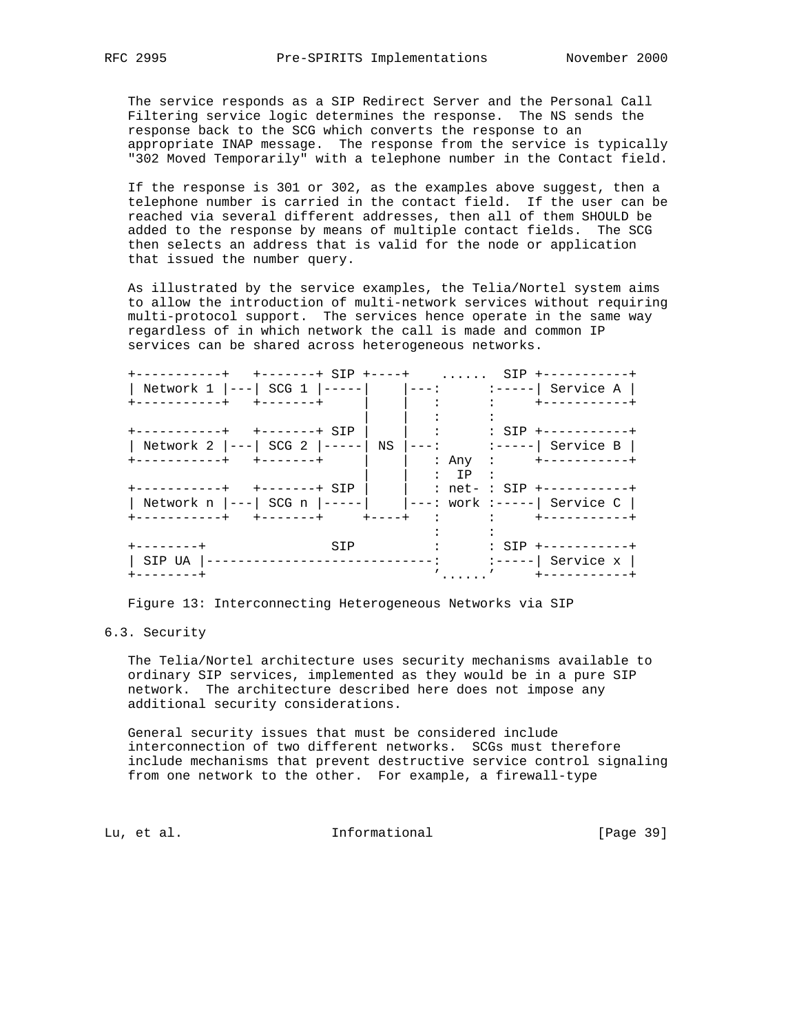The service responds as a SIP Redirect Server and the Personal Call Filtering service logic determines the response. The NS sends the response back to the SCG which converts the response to an appropriate INAP message. The response from the service is typically "302 Moved Temporarily" with a telephone number in the Contact field.

If the response is 301 or 302, as the examples above suggest, then a telephone number is carried in the contact field. If the user can be reached via several different addresses, then all of them SHOULD be added to the response by means of multiple contact fields. The SCG then selects an address that is valid for the node or application that issued the number query.

As illustrated by the service examples, the Telia/Nortel system aims to allow the introduction of multi-network services without requiring multi-protocol support. The services hence operate in the same way regardless of in which network the call is made and common IP services can be shared across heterogeneous networks.

```
+-----------+   +-------+ SIP +----+    ......  SIP +-----------+
| Network 1 |---| SCG 1 |-----|    |---:      :-----| Service A |
+-----------+   +-------+     |    |   :      :     +-----------+
                              |    |   :      :
+-----------+   +-------+ SIP |    |   :      : SIP +-----------+
| Network 2 |---| SCG 2 |-----| NS |---:      :-----| Service B |
+-----------+   +-------+     |    |   : Any  :     +-----------+
                              |    |   :  IP  :
+-----------+   +-------+ SIP |    |   : net- : SIP +-----------+
| Network n |---| SCG n |-----|    |---: work :-----| Service C |
+-----------+   +-------+     +----+   :      :     +-----------+
                                       :      :
+--------+              SIP            :      : SIP +-----------+
| SIP UA |-----------------------------:      :-----| Service x |
+--------+                             '......'     +-----------+
```

Figure 13: Interconnecting Heterogeneous Networks via SIP

### 6.3. Security

The Telia/Nortel architecture uses security mechanisms available to ordinary SIP services, implemented as they would be in a pure SIP network. The architecture described here does not impose any additional security considerations.

General security issues that must be considered include interconnection of two different networks. SCGs must therefore include mechanisms that prevent destructive service control signaling from one network to the other. For example, a firewall-type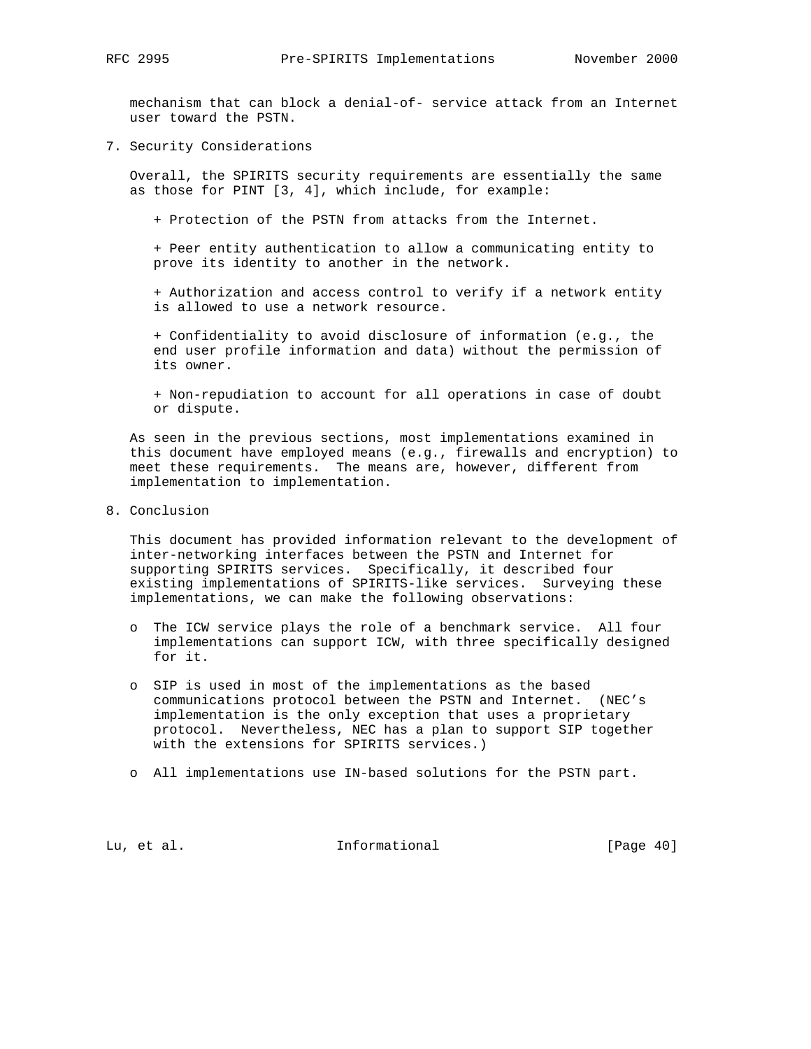mechanism that can block a denial-of- service attack from an Internet user toward the PSTN.

## 7. Security Considerations

Overall, the SPIRITS security requirements are essentially the same as those for PINT [3, 4], which include, for example:

+ Protection of the PSTN from attacks from the Internet.

+ Peer entity authentication to allow a communicating entity to prove its identity to another in the network.

+ Authorization and access control to verify if a network entity is allowed to use a network resource.

+ Confidentiality to avoid disclosure of information (e.g., the end user profile information and data) without the permission of its owner.

+ Non-repudiation to account for all operations in case of doubt or dispute.

As seen in the previous sections, most implementations examined in this document have employed means (e.g., firewalls and encryption) to meet these requirements. The means are, however, different from implementation to implementation.

## 8. Conclusion

This document has provided information relevant to the development of inter-networking interfaces between the PSTN and Internet for supporting SPIRITS services. Specifically, it described four existing implementations of SPIRITS-like services. Surveying these implementations, we can make the following observations:

- The ICW service plays the role of a benchmark service. All four implementations can support ICW, with three specifically designed for it.
- SIP is used in most of the implementations as the based communications protocol between the PSTN and Internet. (NEC's implementation is the only exception that uses a proprietary protocol. Nevertheless, NEC has a plan to support SIP together with the extensions for SPIRITS services.)
- All implementations use IN-based solutions for the PSTN part.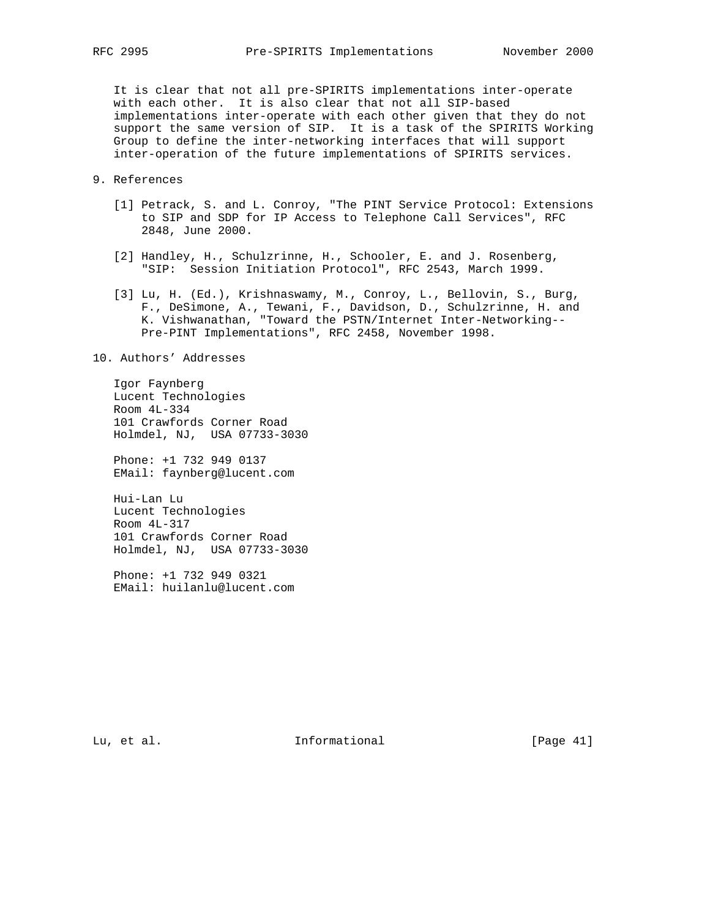It is clear that not all pre-SPIRITS implementations inter-operate with each other. It is also clear that not all SIP-based implementations inter-operate with each other given that they do not support the same version of SIP. It is a task of the SPIRITS Working Group to define the inter-networking interfaces that will support inter-operation of the future implementations of SPIRITS services.

## 9. References

[1] Petrack, S. and L. Conroy, "The PINT Service Protocol: Extensions to SIP and SDP for IP Access to Telephone Call Services", RFC 2848, June 2000.

[2] Handley, H., Schulzrinne, H., Schooler, E. and J. Rosenberg, "SIP: Session Initiation Protocol", RFC 2543, March 1999.

[3] Lu, H. (Ed.), Krishnaswamy, M., Conroy, L., Bellovin, S., Burg, F., DeSimone, A., Tewani, F., Davidson, D., Schulzrinne, H. and K. Vishwanathan, "Toward the PSTN/Internet Inter-Networking--Pre-PINT Implementations", RFC 2458, November 1998.

## 10. Authors' Addresses

Igor Faynberg
Lucent Technologies
Room 4L-334
101 Crawfords Corner Road
Holmdel, NJ, USA 07733-3030

Phone: +1 732 949 0137
EMail: faynberg@lucent.com

Hui-Lan Lu
Lucent Technologies
Room 4L-317
101 Crawfords Corner Road
Holmdel, NJ, USA 07733-3030

Phone: +1 732 949 0321
EMail: huilanlu@lucent.com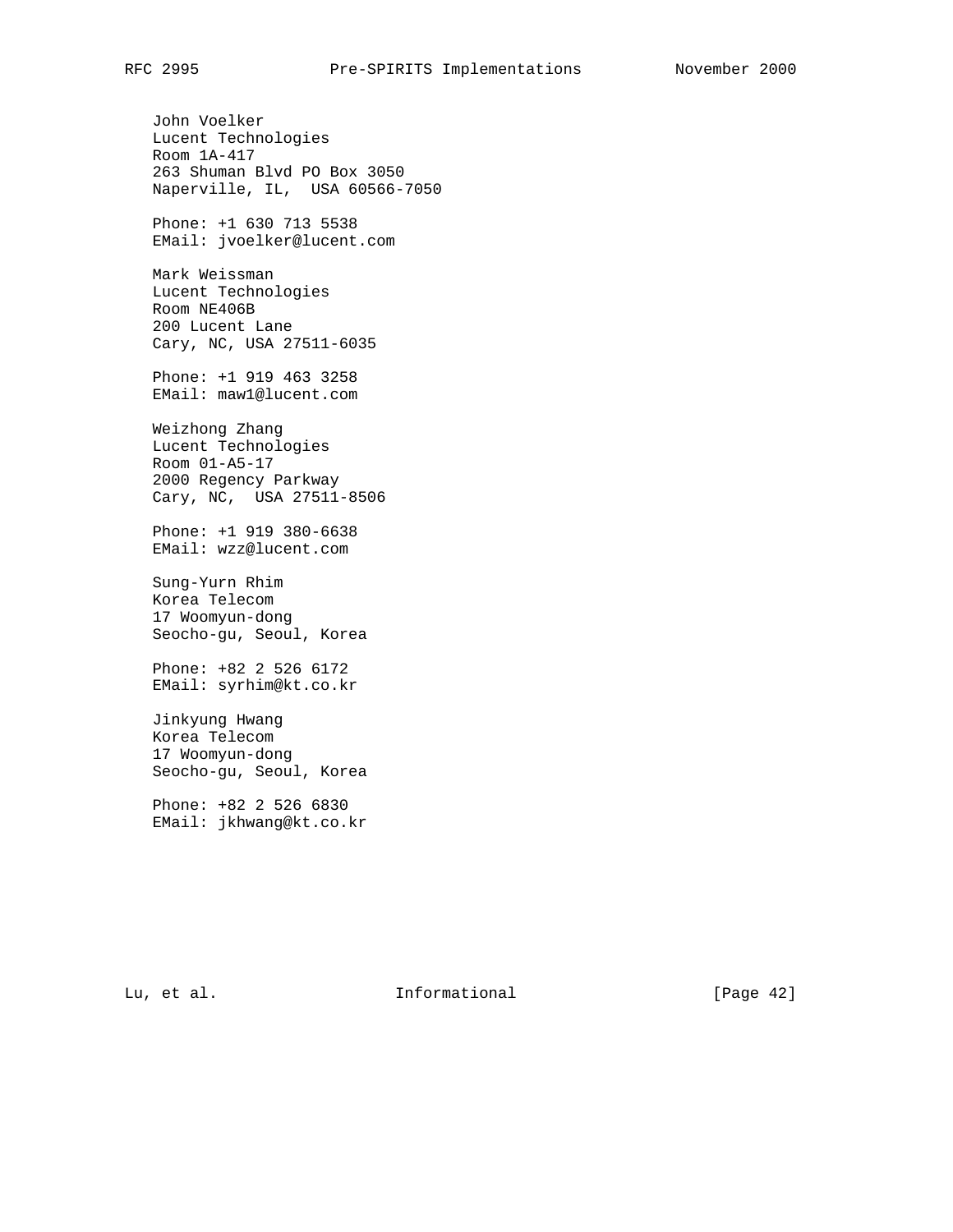John Voelker
Lucent Technologies
Room 1A-417
263 Shuman Blvd PO Box 3050
Naperville, IL,  USA 60566-7050

Phone: +1 630 713 5538
EMail: jvoelker@lucent.com

Mark Weissman
Lucent Technologies
Room NE406B
200 Lucent Lane
Cary, NC, USA 27511-6035

Phone: +1 919 463 3258
EMail: maw1@lucent.com

Weizhong Zhang
Lucent Technologies
Room 01-A5-17
2000 Regency Parkway
Cary, NC,  USA 27511-8506

Phone: +1 919 380-6638
EMail: wzz@lucent.com

Sung-Yurn Rhim
Korea Telecom
17 Woomyun-dong
Seocho-gu, Seoul, Korea

Phone: +82 2 526 6172
EMail: syrhim@kt.co.kr

Jinkyung Hwang
Korea Telecom
17 Woomyun-dong
Seocho-gu, Seoul, Korea

Phone: +82 2 526 6830
EMail: jkhwang@kt.co.kr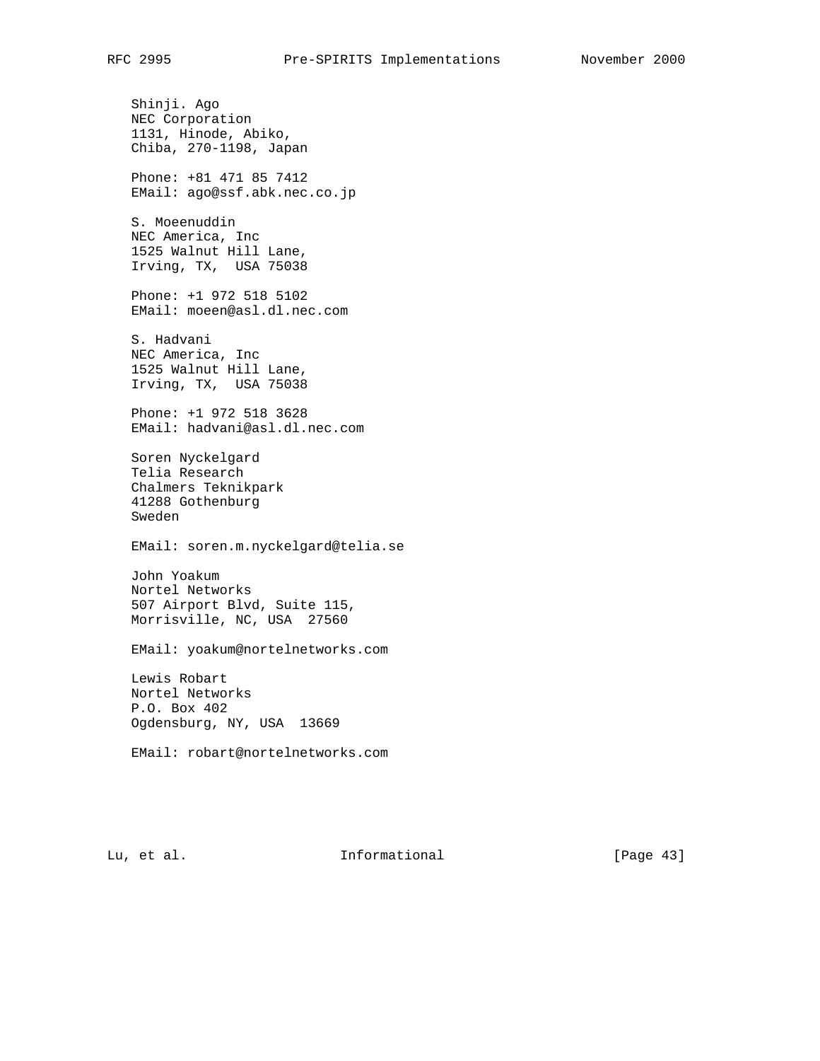Shinji. Ago
NEC Corporation
1131, Hinode, Abiko,
Chiba, 270-1198, Japan

Phone: +81 471 85 7412
EMail: ago@ssf.abk.nec.co.jp

S. Moeenuddin
NEC America, Inc
1525 Walnut Hill Lane,
Irving, TX,  USA 75038

Phone: +1 972 518 5102
EMail: moeen@asl.dl.nec.com

S. Hadvani
NEC America, Inc
1525 Walnut Hill Lane,
Irving, TX,  USA 75038

Phone: +1 972 518 3628
EMail: hadvani@asl.dl.nec.com

Soren Nyckelgard
Telia Research
Chalmers Teknikpark
41288 Gothenburg
Sweden

EMail: soren.m.nyckelgard@telia.se

John Yoakum
Nortel Networks
507 Airport Blvd, Suite 115,
Morrisville, NC, USA  27560

EMail: yoakum@nortelnetworks.com

Lewis Robart
Nortel Networks
P.O. Box 402
Ogdensburg, NY, USA  13669

EMail: robart@nortelnetworks.com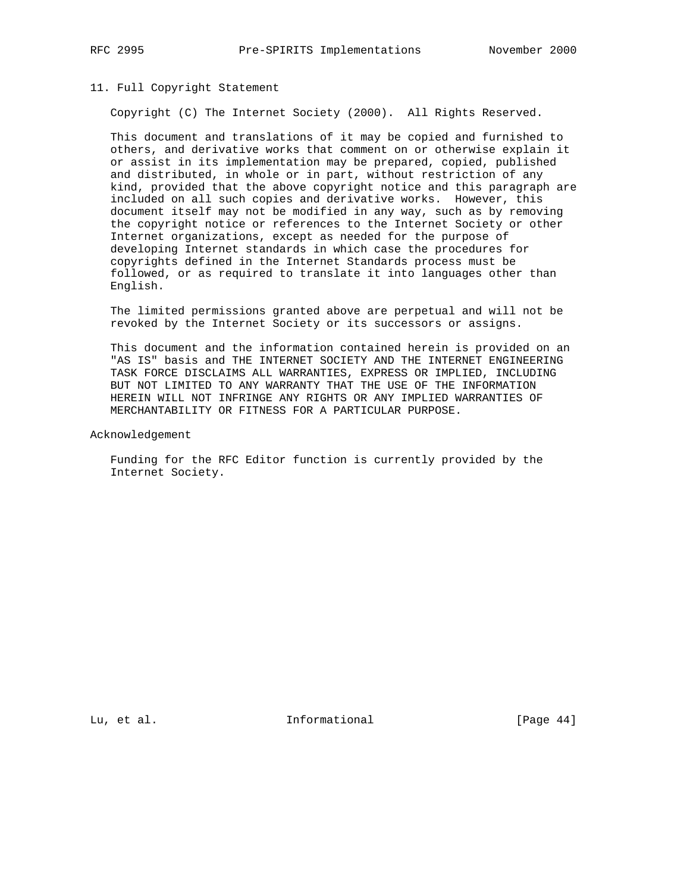## 11. Full Copyright Statement

Copyright (C) The Internet Society (2000). All Rights Reserved.

This document and translations of it may be copied and furnished to others, and derivative works that comment on or otherwise explain it or assist in its implementation may be prepared, copied, published and distributed, in whole or in part, without restriction of any kind, provided that the above copyright notice and this paragraph are included on all such copies and derivative works. However, this document itself may not be modified in any way, such as by removing the copyright notice or references to the Internet Society or other Internet organizations, except as needed for the purpose of developing Internet standards in which case the procedures for copyrights defined in the Internet Standards process must be followed, or as required to translate it into languages other than English.

The limited permissions granted above are perpetual and will not be revoked by the Internet Society or its successors or assigns.

This document and the information contained herein is provided on an "AS IS" basis and THE INTERNET SOCIETY AND THE INTERNET ENGINEERING TASK FORCE DISCLAIMS ALL WARRANTIES, EXPRESS OR IMPLIED, INCLUDING BUT NOT LIMITED TO ANY WARRANTY THAT THE USE OF THE INFORMATION HEREIN WILL NOT INFRINGE ANY RIGHTS OR ANY IMPLIED WARRANTIES OF MERCHANTABILITY OR FITNESS FOR A PARTICULAR PURPOSE.

## Acknowledgement

Funding for the RFC Editor function is currently provided by the Internet Society.